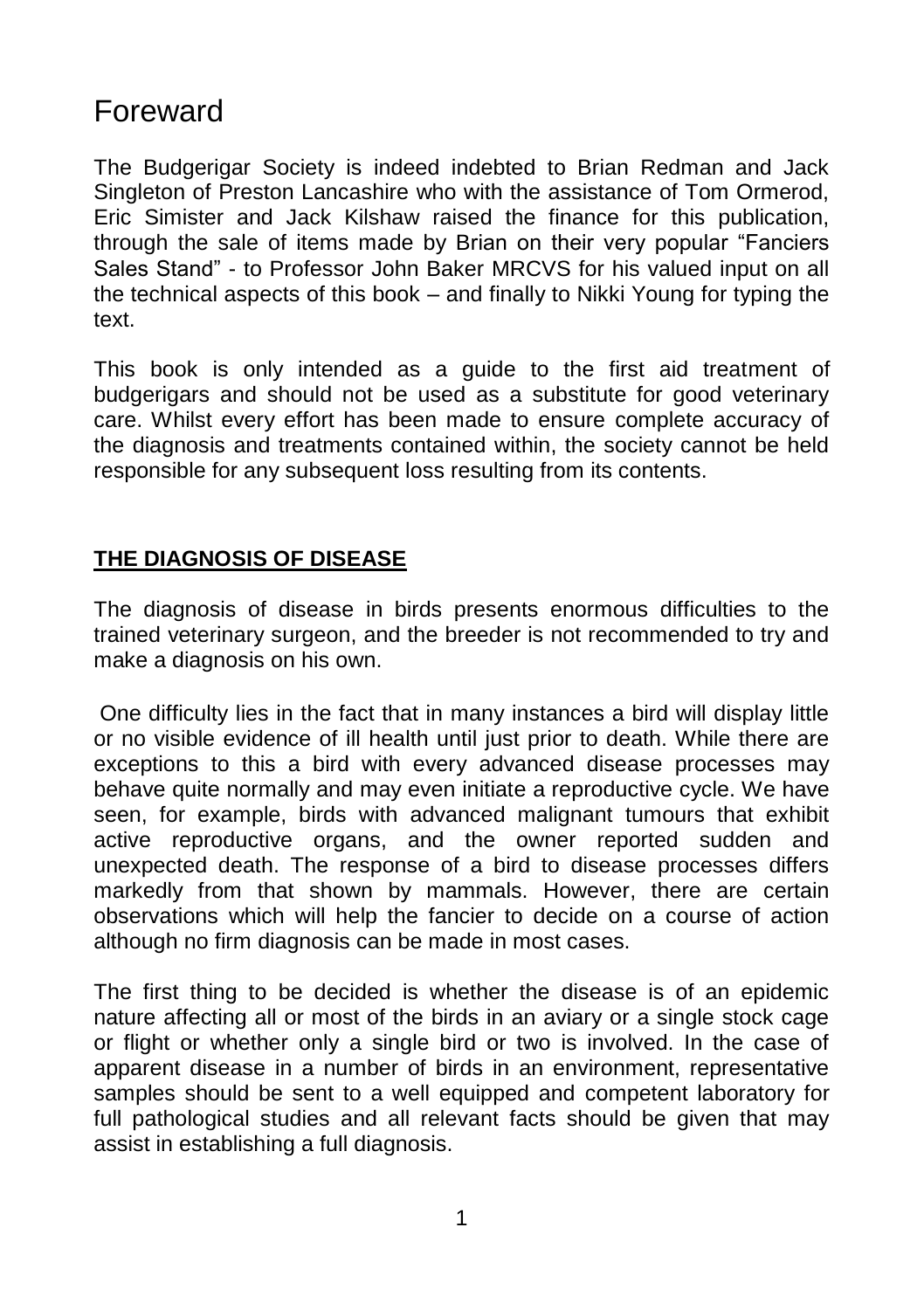# Foreward

The Budgerigar Society is indeed indebted to Brian Redman and Jack Singleton of Preston Lancashire who with the assistance of Tom Ormerod, Eric Simister and Jack Kilshaw raised the finance for this publication, through the sale of items made by Brian on their very popular "Fanciers Sales Stand" - to Professor John Baker MRCVS for his valued input on all the technical aspects of this book – and finally to Nikki Young for typing the text.

This book is only intended as a guide to the first aid treatment of budgerigars and should not be used as a substitute for good veterinary care. Whilst every effort has been made to ensure complete accuracy of the diagnosis and treatments contained within, the society cannot be held responsible for any subsequent loss resulting from its contents.

## **THE DIAGNOSIS OF DISEASE**

The diagnosis of disease in birds presents enormous difficulties to the trained veterinary surgeon, and the breeder is not recommended to try and make a diagnosis on his own.

One difficulty lies in the fact that in many instances a bird will display little or no visible evidence of ill health until just prior to death. While there are exceptions to this a bird with every advanced disease processes may behave quite normally and may even initiate a reproductive cycle. We have seen, for example, birds with advanced malignant tumours that exhibit active reproductive organs, and the owner reported sudden and unexpected death. The response of a bird to disease processes differs markedly from that shown by mammals. However, there are certain observations which will help the fancier to decide on a course of action although no firm diagnosis can be made in most cases.

The first thing to be decided is whether the disease is of an epidemic nature affecting all or most of the birds in an aviary or a single stock cage or flight or whether only a single bird or two is involved. In the case of apparent disease in a number of birds in an environment, representative samples should be sent to a well equipped and competent laboratory for full pathological studies and all relevant facts should be given that may assist in establishing a full diagnosis.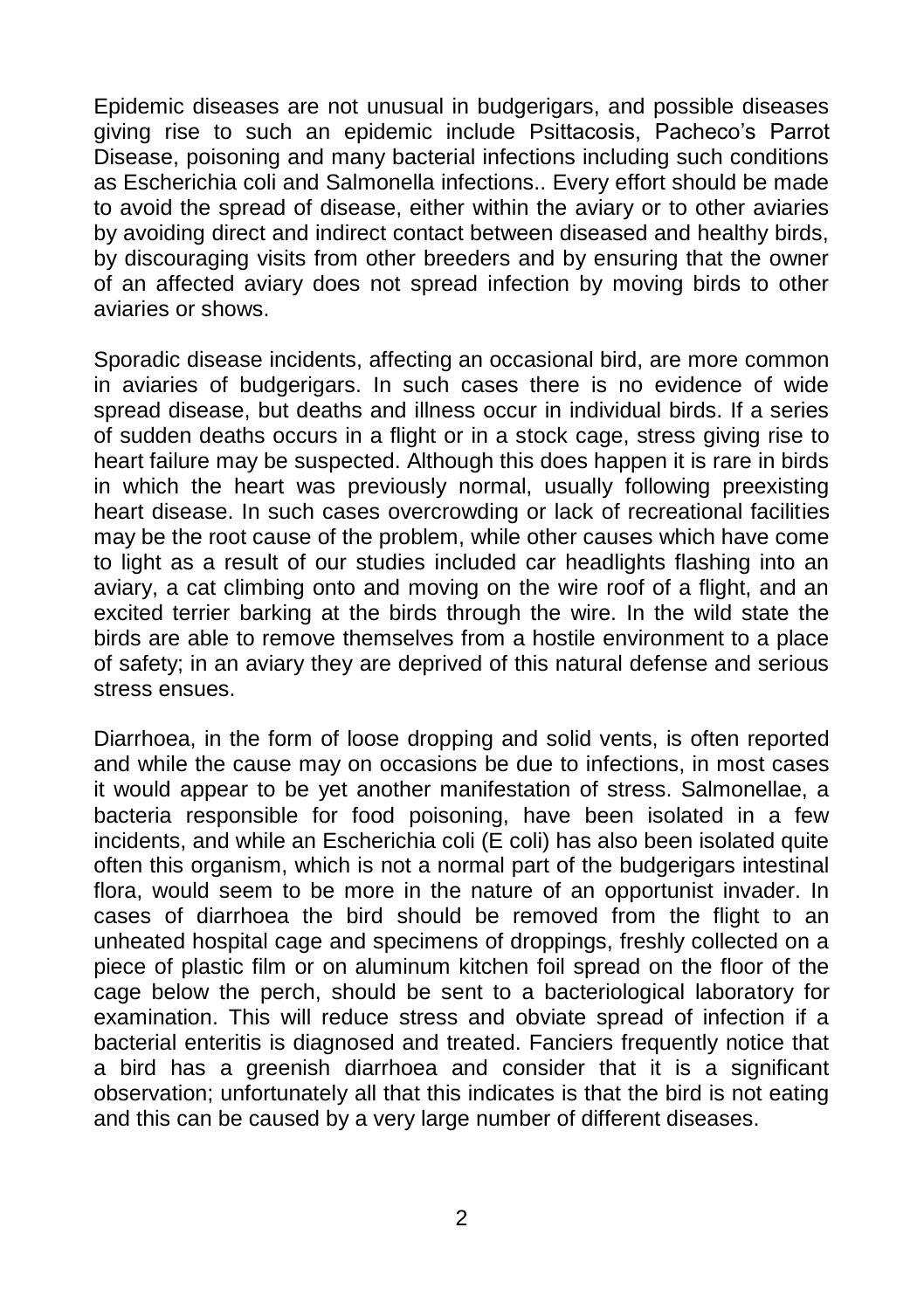Epidemic diseases are not unusual in budgerigars, and possible diseases giving rise to such an epidemic include Psittacosis, Pacheco's Parrot Disease, poisoning and many bacterial infections including such conditions as Escherichia coli and Salmonella infections.. Every effort should be made to avoid the spread of disease, either within the aviary or to other aviaries by avoiding direct and indirect contact between diseased and healthy birds, by discouraging visits from other breeders and by ensuring that the owner of an affected aviary does not spread infection by moving birds to other aviaries or shows.

Sporadic disease incidents, affecting an occasional bird, are more common in aviaries of budgerigars. In such cases there is no evidence of wide spread disease, but deaths and illness occur in individual birds. If a series of sudden deaths occurs in a flight or in a stock cage, stress giving rise to heart failure may be suspected. Although this does happen it is rare in birds in which the heart was previously normal, usually following preexisting heart disease. In such cases overcrowding or lack of recreational facilities may be the root cause of the problem, while other causes which have come to light as a result of our studies included car headlights flashing into an aviary, a cat climbing onto and moving on the wire roof of a flight, and an excited terrier barking at the birds through the wire. In the wild state the birds are able to remove themselves from a hostile environment to a place of safety; in an aviary they are deprived of this natural defense and serious stress ensues.

Diarrhoea, in the form of loose dropping and solid vents, is often reported and while the cause may on occasions be due to infections, in most cases it would appear to be yet another manifestation of stress. Salmonellae, a bacteria responsible for food poisoning, have been isolated in a few incidents, and while an Escherichia coli (E coli) has also been isolated quite often this organism, which is not a normal part of the budgerigars intestinal flora, would seem to be more in the nature of an opportunist invader. In cases of diarrhoea the bird should be removed from the flight to an unheated hospital cage and specimens of droppings, freshly collected on a piece of plastic film or on aluminum kitchen foil spread on the floor of the cage below the perch, should be sent to a bacteriological laboratory for examination. This will reduce stress and obviate spread of infection if a bacterial enteritis is diagnosed and treated. Fanciers frequently notice that a bird has a greenish diarrhoea and consider that it is a significant observation; unfortunately all that this indicates is that the bird is not eating and this can be caused by a very large number of different diseases.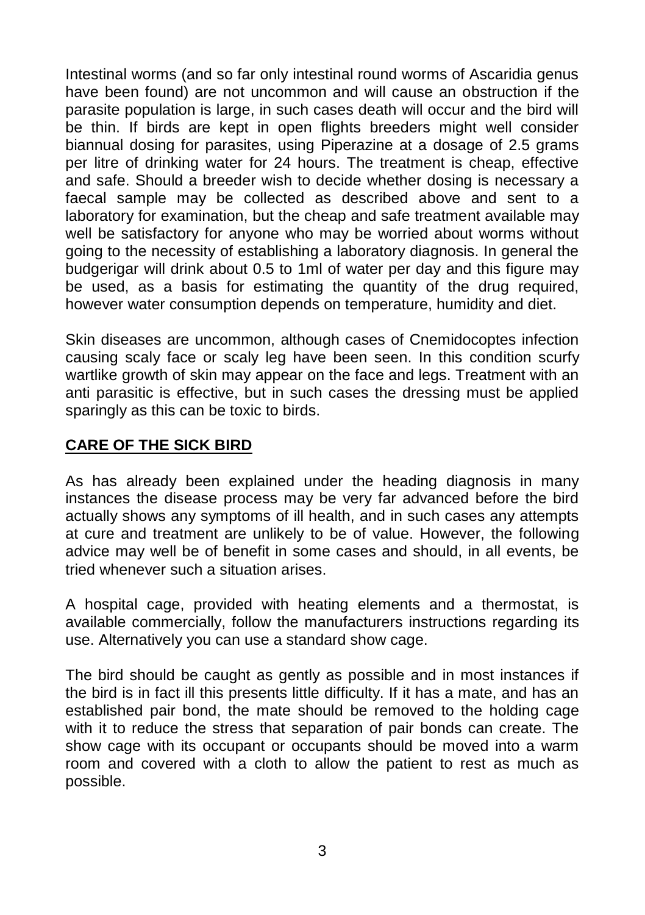Intestinal worms (and so far only intestinal round worms of Ascaridia genus have been found) are not uncommon and will cause an obstruction if the parasite population is large, in such cases death will occur and the bird will be thin. If birds are kept in open flights breeders might well consider biannual dosing for parasites, using Piperazine at a dosage of 2.5 grams per litre of drinking water for 24 hours. The treatment is cheap, effective and safe. Should a breeder wish to decide whether dosing is necessary a faecal sample may be collected as described above and sent to a laboratory for examination, but the cheap and safe treatment available may well be satisfactory for anyone who may be worried about worms without going to the necessity of establishing a laboratory diagnosis. In general the budgerigar will drink about 0.5 to 1ml of water per day and this figure may be used, as a basis for estimating the quantity of the drug required, however water consumption depends on temperature, humidity and diet.

Skin diseases are uncommon, although cases of Cnemidocoptes infection causing scaly face or scaly leg have been seen. In this condition scurfy wartlike growth of skin may appear on the face and legs. Treatment with an anti parasitic is effective, but in such cases the dressing must be applied sparingly as this can be toxic to birds.

## **CARE OF THE SICK BIRD**

As has already been explained under the heading diagnosis in many instances the disease process may be very far advanced before the bird actually shows any symptoms of ill health, and in such cases any attempts at cure and treatment are unlikely to be of value. However, the following advice may well be of benefit in some cases and should, in all events, be tried whenever such a situation arises.

A hospital cage, provided with heating elements and a thermostat, is available commercially, follow the manufacturers instructions regarding its use. Alternatively you can use a standard show cage.

The bird should be caught as gently as possible and in most instances if the bird is in fact ill this presents little difficulty. If it has a mate, and has an established pair bond, the mate should be removed to the holding cage with it to reduce the stress that separation of pair bonds can create. The show cage with its occupant or occupants should be moved into a warm room and covered with a cloth to allow the patient to rest as much as possible.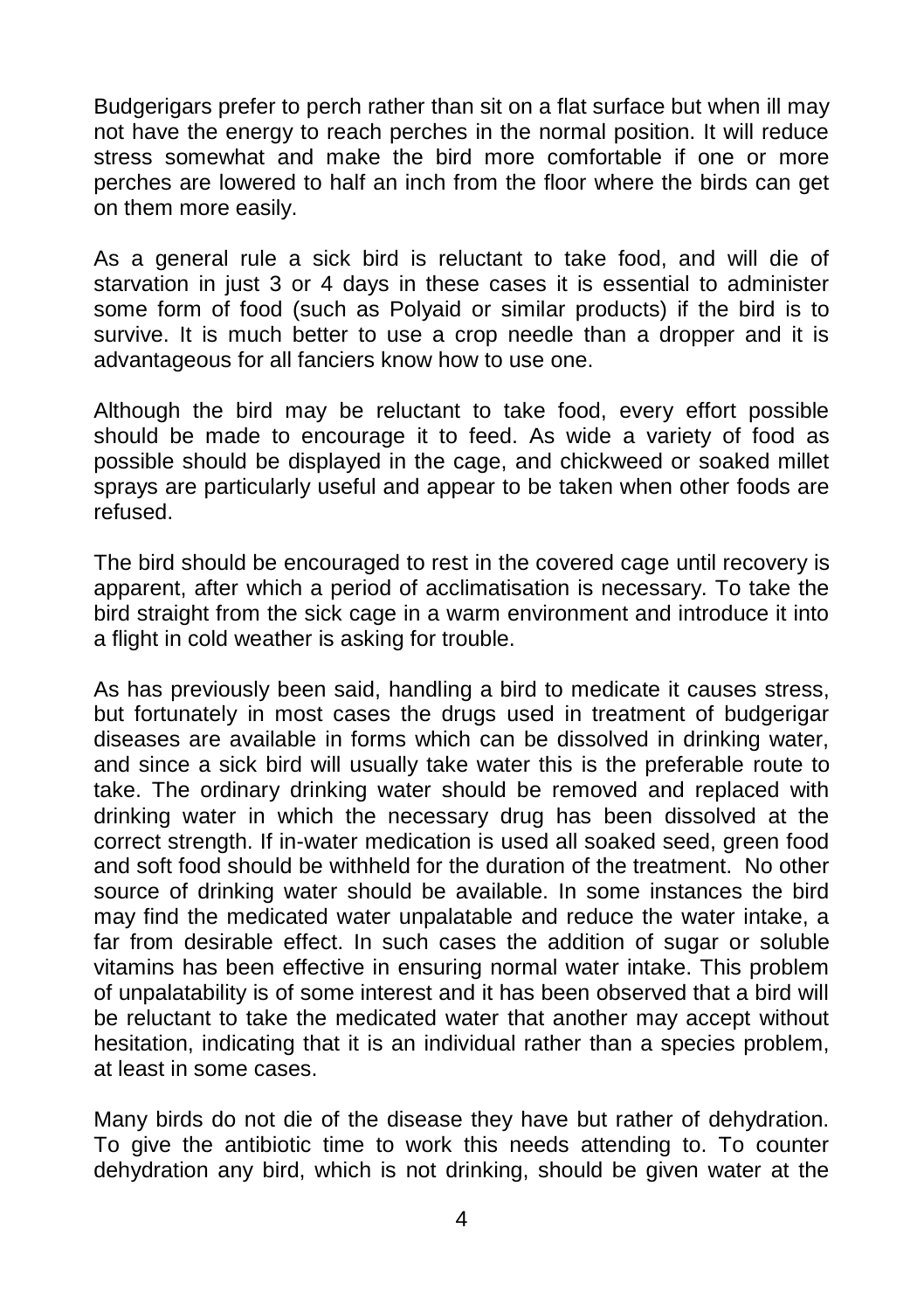Budgerigars prefer to perch rather than sit on a flat surface but when ill may not have the energy to reach perches in the normal position. It will reduce stress somewhat and make the bird more comfortable if one or more perches are lowered to half an inch from the floor where the birds can get on them more easily.

As a general rule a sick bird is reluctant to take food, and will die of starvation in just 3 or 4 days in these cases it is essential to administer some form of food (such as Polyaid or similar products) if the bird is to survive. It is much better to use a crop needle than a dropper and it is advantageous for all fanciers know how to use one.

Although the bird may be reluctant to take food, every effort possible should be made to encourage it to feed. As wide a variety of food as possible should be displayed in the cage, and chickweed or soaked millet sprays are particularly useful and appear to be taken when other foods are refused.

The bird should be encouraged to rest in the covered cage until recovery is apparent, after which a period of acclimatisation is necessary. To take the bird straight from the sick cage in a warm environment and introduce it into a flight in cold weather is asking for trouble.

As has previously been said, handling a bird to medicate it causes stress, but fortunately in most cases the drugs used in treatment of budgerigar diseases are available in forms which can be dissolved in drinking water, and since a sick bird will usually take water this is the preferable route to take. The ordinary drinking water should be removed and replaced with drinking water in which the necessary drug has been dissolved at the correct strength. If in-water medication is used all soaked seed, green food and soft food should be withheld for the duration of the treatment. No other source of drinking water should be available. In some instances the bird may find the medicated water unpalatable and reduce the water intake, a far from desirable effect. In such cases the addition of sugar or soluble vitamins has been effective in ensuring normal water intake. This problem of unpalatability is of some interest and it has been observed that a bird will be reluctant to take the medicated water that another may accept without hesitation, indicating that it is an individual rather than a species problem, at least in some cases.

Many birds do not die of the disease they have but rather of dehydration. To give the antibiotic time to work this needs attending to. To counter dehydration any bird, which is not drinking, should be given water at the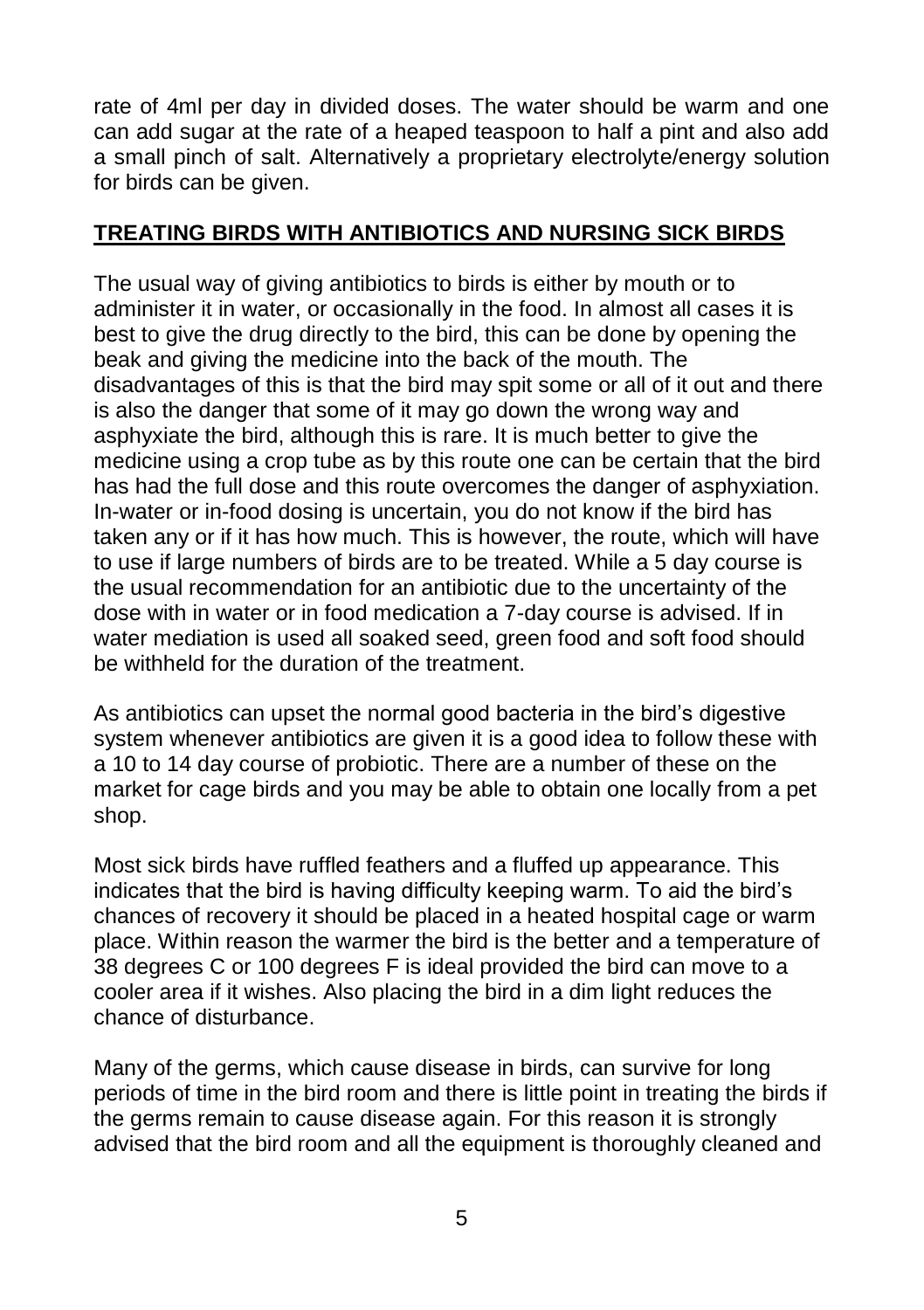rate of 4ml per day in divided doses. The water should be warm and one can add sugar at the rate of a heaped teaspoon to half a pint and also add a small pinch of salt. Alternatively a proprietary electrolyte/energy solution for birds can be given.

## TREATING BIRDS WITH ANTIBIOTICS AND NURSING SICK BIRDS

The usual way of giving antibiotics to birds is either by mouth or to administer it in water, or occasionally in the food. In almost all cases it is best to give the drug directly to the bird, this can be done by opening the beak and giving the medicine into the back of the mouth. The disadvantages of this is that the bird may spit some or all of it out and there is also the danger that some of it may go down the wrong way and asphyxiate the bird, although this is rare. It is much better to give the medicine using a crop tube as by this route one can be certain that the bird has had the full dose and this route overcomes the danger of asphyxiation. In-water or in-food dosing is uncertain, you do not know if the bird has taken any or if it has how much. This is however, the route, which will have to use if large numbers of birds are to be treated. While a 5 day course is the usual recommendation for an antibiotic due to the uncertainty of the dose with in water or in food medication a 7-day course is advised. If in water mediation is used all soaked seed, green food and soft food should be withheld for the duration of the treatment.

As antibiotics can upset the normal good bacteria in the bird's digestive system whenever antibiotics are given it is a good idea to follow these with a 10 to 14 day course of probiotic. There are a number of these on the market for cage birds and you may be able to obtain one locally from a pet shop.

Most sick birds have ruffled feathers and a fluffed up appearance. This indicates that the bird is having difficulty keeping warm. To aid the bird's chances of recovery it should be placed in a heated hospital cage or warm place. Within reason the warmer the bird is the better and a temperature of 38 degrees C or 100 degrees F is ideal provided the bird can move to a cooler area if it wishes. Also placing the bird in a dim light reduces the chance of disturbance.

Many of the germs, which cause disease in birds, can survive for long periods of time in the bird room and there is little point in treating the birds if the germs remain to cause disease again. For this reason it is strongly advised that the bird room and all the equipment is thoroughly cleaned and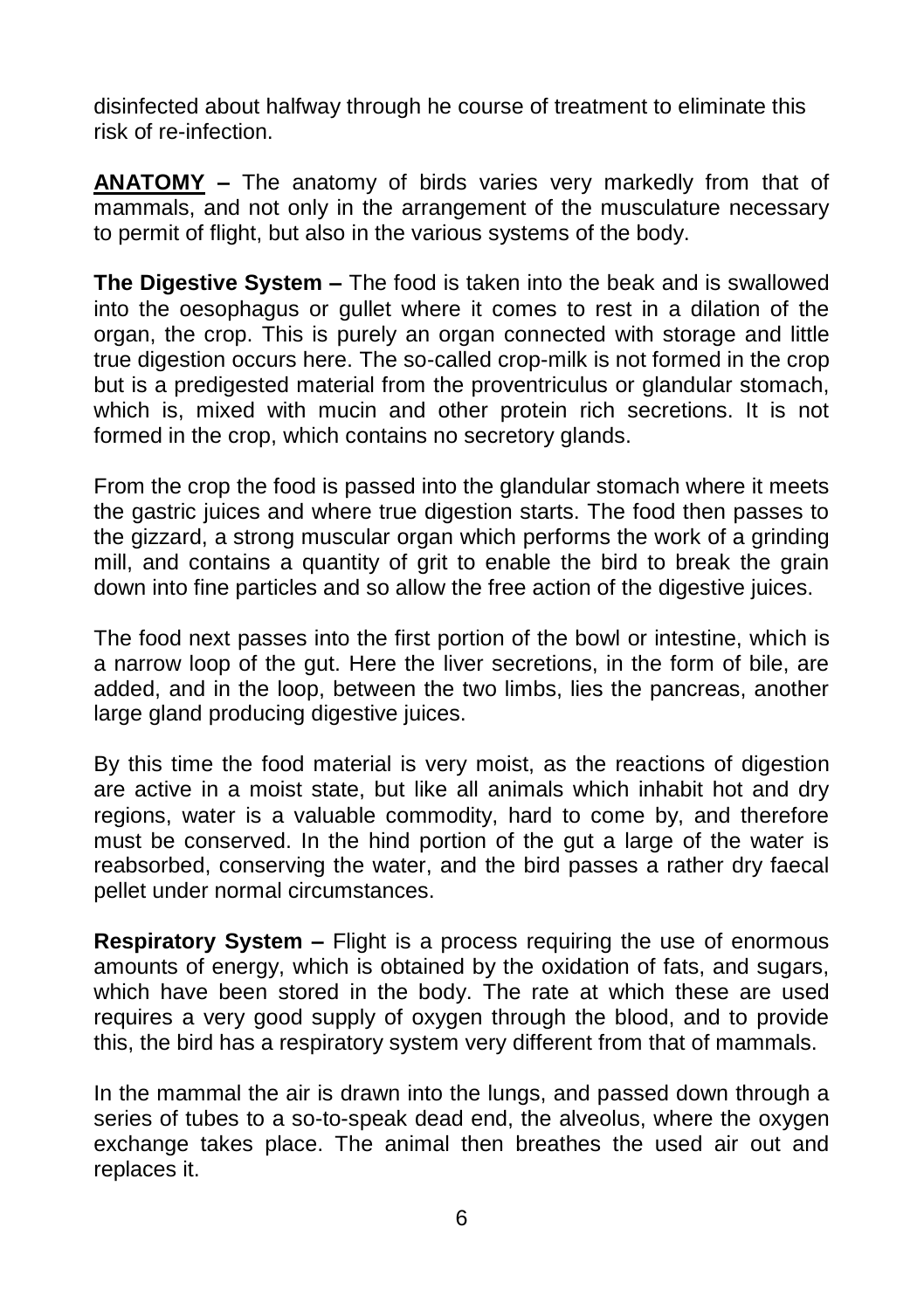disinfected about halfway through he course of treatment to eliminate this risk of re-infection.

**ANATOMY –** The anatomy of birds varies very markedly from that of mammals, and not only in the arrangement of the musculature necessary to permit of flight, but also in the various systems of the body.

**The Digestive System –** The food is taken into the beak and is swallowed into the oesophagus or gullet where it comes to rest in a dilation of the organ, the crop. This is purely an organ connected with storage and little true digestion occurs here. The so-called crop-milk is not formed in the crop but is a predigested material from the proventriculus or glandular stomach, which is, mixed with mucin and other protein rich secretions. It is not formed in the crop, which contains no secretory glands.

From the crop the food is passed into the glandular stomach where it meets the gastric juices and where true digestion starts. The food then passes to the gizzard, a strong muscular organ which performs the work of a grinding mill, and contains a quantity of grit to enable the bird to break the grain down into fine particles and so allow the free action of the digestive juices.

The food next passes into the first portion of the bowl or intestine, which is a narrow loop of the gut. Here the liver secretions, in the form of bile, are added, and in the loop, between the two limbs, lies the pancreas, another large gland producing digestive juices.

By this time the food material is very moist, as the reactions of digestion are active in a moist state, but like all animals which inhabit hot and dry regions, water is a valuable commodity, hard to come by, and therefore must be conserved. In the hind portion of the gut a large of the water is reabsorbed, conserving the water, and the bird passes a rather dry faecal pellet under normal circumstances.

**Respiratory System –** Flight is a process requiring the use of enormous amounts of energy, which is obtained by the oxidation of fats, and sugars, which have been stored in the body. The rate at which these are used requires a very good supply of oxygen through the blood, and to provide this, the bird has a respiratory system very different from that of mammals.

In the mammal the air is drawn into the lungs, and passed down through a series of tubes to a so-to-speak dead end, the alveolus, where the oxygen exchange takes place. The animal then breathes the used air out and replaces it.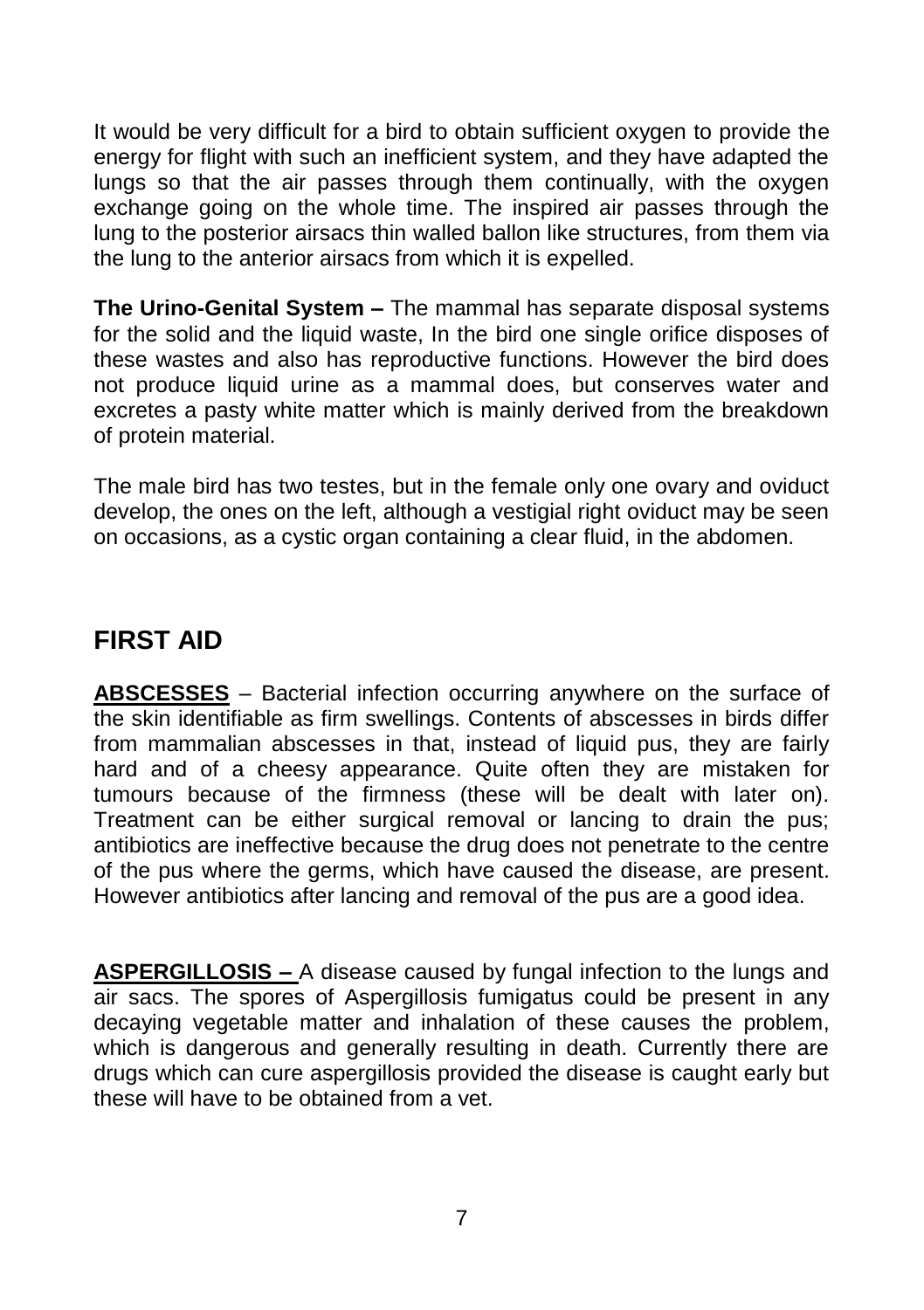It would be very difficult for a bird to obtain sufficient oxygen to provide the energy for flight with such an inefficient system, and they have adapted the lungs so that the air passes through them continually, with the oxygen exchange going on the whole time. The inspired air passes through the lung to the posterior airsacs thin walled ballon like structures, from them via the lung to the anterior airsacs from which it is expelled.

**The Urino-Genital System –** The mammal has separate disposal systems for the solid and the liquid waste, In the bird one single orifice disposes of these wastes and also has reproductive functions. However the bird does not produce liquid urine as a mammal does, but conserves water and excretes a pasty white matter which is mainly derived from the breakdown of protein material.

The male bird has two testes, but in the female only one ovary and oviduct develop, the ones on the left, although a vestigial right oviduct may be seen on occasions, as a cystic organ containing a clear fluid, in the abdomen.

## FIRST AID

**ABSCESSES** – Bacterial infection occurring anywhere on the surface of the skin identifiable as firm swellings. Contents of abscesses in birds differ from mammalian abscesses in that, instead of liquid pus, they are fairly hard and of a cheesy appearance. Quite often they are mistaken for tumours because of the firmness (these will be dealt with later on). Treatment can be either surgical removal or lancing to drain the pus; antibiotics are ineffective because the drug does not penetrate to the centre of the pus where the germs, which have caused the disease, are present. However antibiotics after lancing and removal of the pus are a good idea.

**ASPERGILLOSIS –** A disease caused by fungal infection to the lungs and air sacs. The spores of Aspergillosis fumigatus could be present in any decaying vegetable matter and inhalation of these causes the problem, which is dangerous and generally resulting in death. Currently there are drugs which can cure aspergillosis provided the disease is caught early but these will have to be obtained from a vet.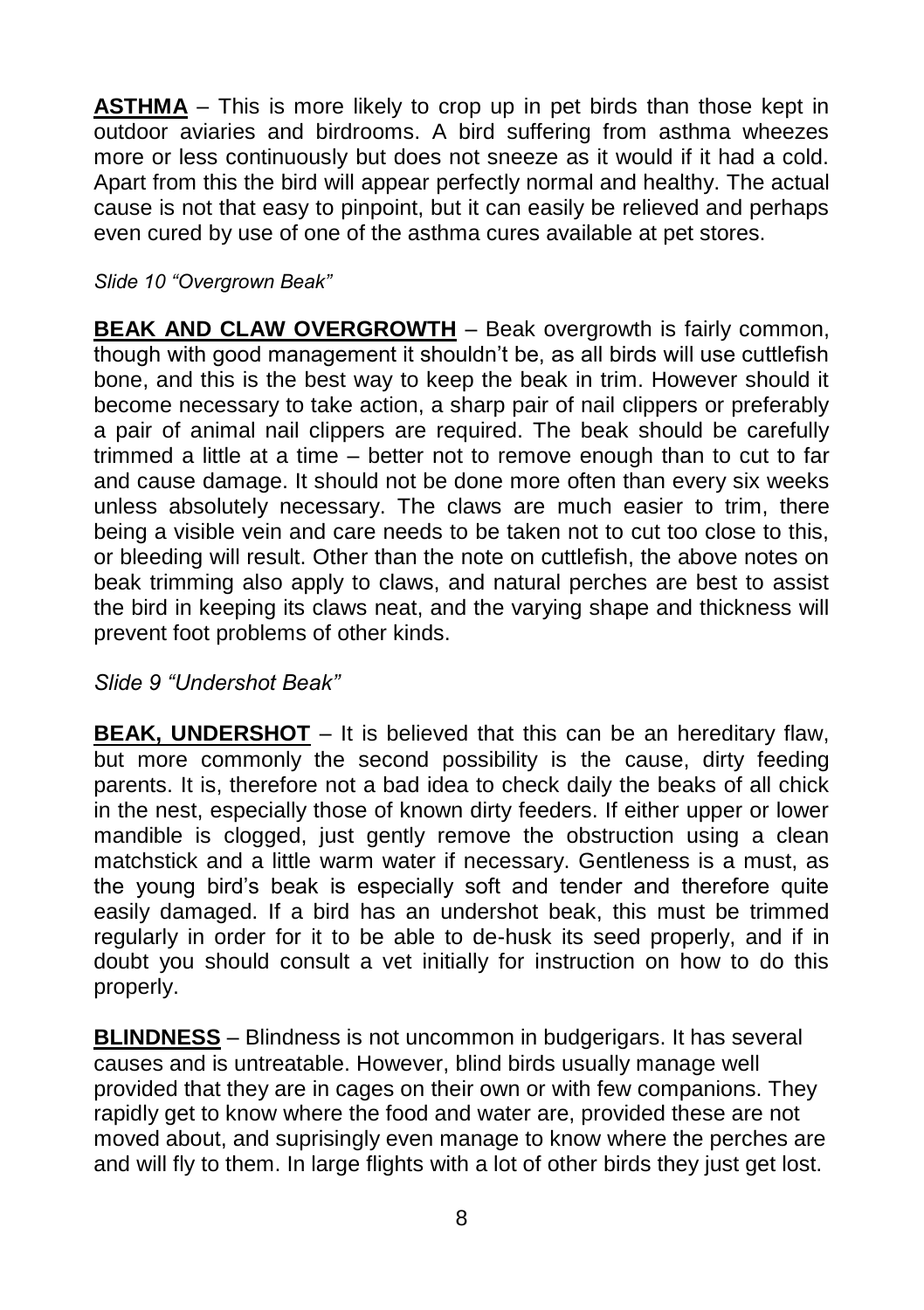**ASTHMA** – This is more likely to crop up in pet birds than those kept in outdoor aviaries and birdrooms. A bird suffering from asthma wheezes more or less continuously but does not sneeze as it would if it had a cold. Apart from this the bird will appear perfectly normal and healthy. The actual cause is not that easy to pinpoint, but it can easily be relieved and perhaps even cured by use of one of the asthma cures available at pet stores.

*Slide 10 "Overgrown Beak"*

**BEAK AND CLAW OVERGROWTH** – Beak overgrowth is fairly common, though with good management it shouldn't be, as all birds will use cuttlefish bone, and this is the best way to keep the beak in trim. However should it become necessary to take action, a sharp pair of nail clippers or preferably a pair of animal nail clippers are required. The beak should be carefully trimmed a little at a time – better not to remove enough than to cut to far and cause damage. It should not be done more often than every six weeks unless absolutely necessary. The claws are much easier to trim, there being a visible vein and care needs to be taken not to cut too close to this, or bleeding will result. Other than the note on cuttlefish, the above notes on beak trimming also apply to claws, and natural perches are best to assist the bird in keeping its claws neat, and the varying shape and thickness will prevent foot problems of other kinds.

*Slide 9 "Undershot Beak"*

**BEAK, UNDERSHOT** – It is believed that this can be an hereditary flaw, but more commonly the second possibility is the cause, dirty feeding parents. It is, therefore not a bad idea to check daily the beaks of all chick in the nest, especially those of known dirty feeders. If either upper or lower mandible is clogged, just gently remove the obstruction using a clean matchstick and a little warm water if necessary. Gentleness is a must, as the young bird's beak is especially soft and tender and therefore quite easily damaged. If a bird has an undershot beak, this must be trimmed regularly in order for it to be able to de-husk its seed properly, and if in doubt you should consult a vet initially for instruction on how to do this properly.

**BLINDNESS** – Blindness is not uncommon in budgerigars. It has several causes and is untreatable. However, blind birds usually manage well provided that they are in cages on their own or with few companions. They rapidly get to know where the food and water are, provided these are not moved about, and suprisingly even manage to know where the perches are and will fly to them. In large flights with a lot of other birds they just get lost.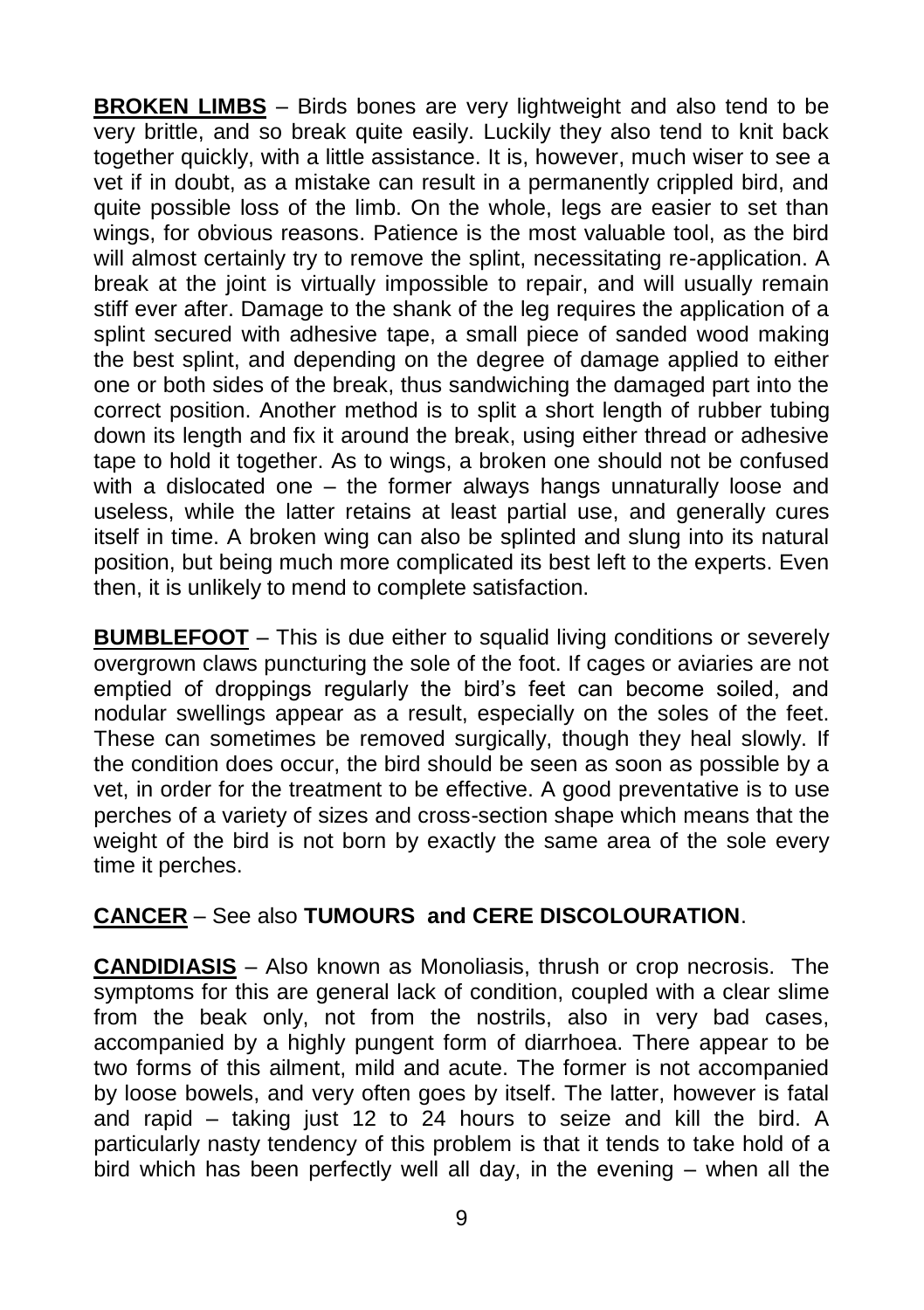**BROKEN LIMBS** – Birds bones are very lightweight and also tend to be very brittle, and so break quite easily. Luckily they also tend to knit back together quickly, with a little assistance. It is, however, much wiser to see a vet if in doubt, as a mistake can result in a permanently crippled bird, and quite possible loss of the limb. On the whole, legs are easier to set than wings, for obvious reasons. Patience is the most valuable tool, as the bird will almost certainly try to remove the splint, necessitating re-application. A break at the joint is virtually impossible to repair, and will usually remain stiff ever after. Damage to the shank of the leg requires the application of a splint secured with adhesive tape, a small piece of sanded wood making the best splint, and depending on the degree of damage applied to either one or both sides of the break, thus sandwiching the damaged part into the correct position. Another method is to split a short length of rubber tubing down its length and fix it around the break, using either thread or adhesive tape to hold it together. As to wings, a broken one should not be confused with a dislocated one – the former always hangs unnaturally loose and useless, while the latter retains at least partial use, and generally cures itself in time. A broken wing can also be splinted and slung into its natural position, but being much more complicated its best left to the experts. Even then, it is unlikely to mend to complete satisfaction.

**BUMBLEFOOT** – This is due either to squalid living conditions or severely overgrown claws puncturing the sole of the foot. If cages or aviaries are not emptied of droppings regularly the bird's feet can become soiled, and nodular swellings appear as a result, especially on the soles of the feet. These can sometimes be removed surgically, though they heal slowly. If the condition does occur, the bird should be seen as soon as possible by a vet, in order for the treatment to be effective. A good preventative is to use perches of a variety of sizes and cross-section shape which means that the weight of the bird is not born by exactly the same area of the sole every time it perches.

**CANCER** – See also **TUMOURS and CERE DISCOLOURATION**.

**CANDIDIASIS** – Also known as Monoliasis, thrush or crop necrosis. The symptoms for this are general lack of condition, coupled with a clear slime from the beak only, not from the nostrils, also in very bad cases, accompanied by a highly pungent form of diarrhoea. There appear to be two forms of this ailment, mild and acute. The former is not accompanied by loose bowels, and very often goes by itself. The latter, however is fatal and rapid – taking just 12 to 24 hours to seize and kill the bird. A particularly nasty tendency of this problem is that it tends to take hold of a bird which has been perfectly well all day, in the evening – when all the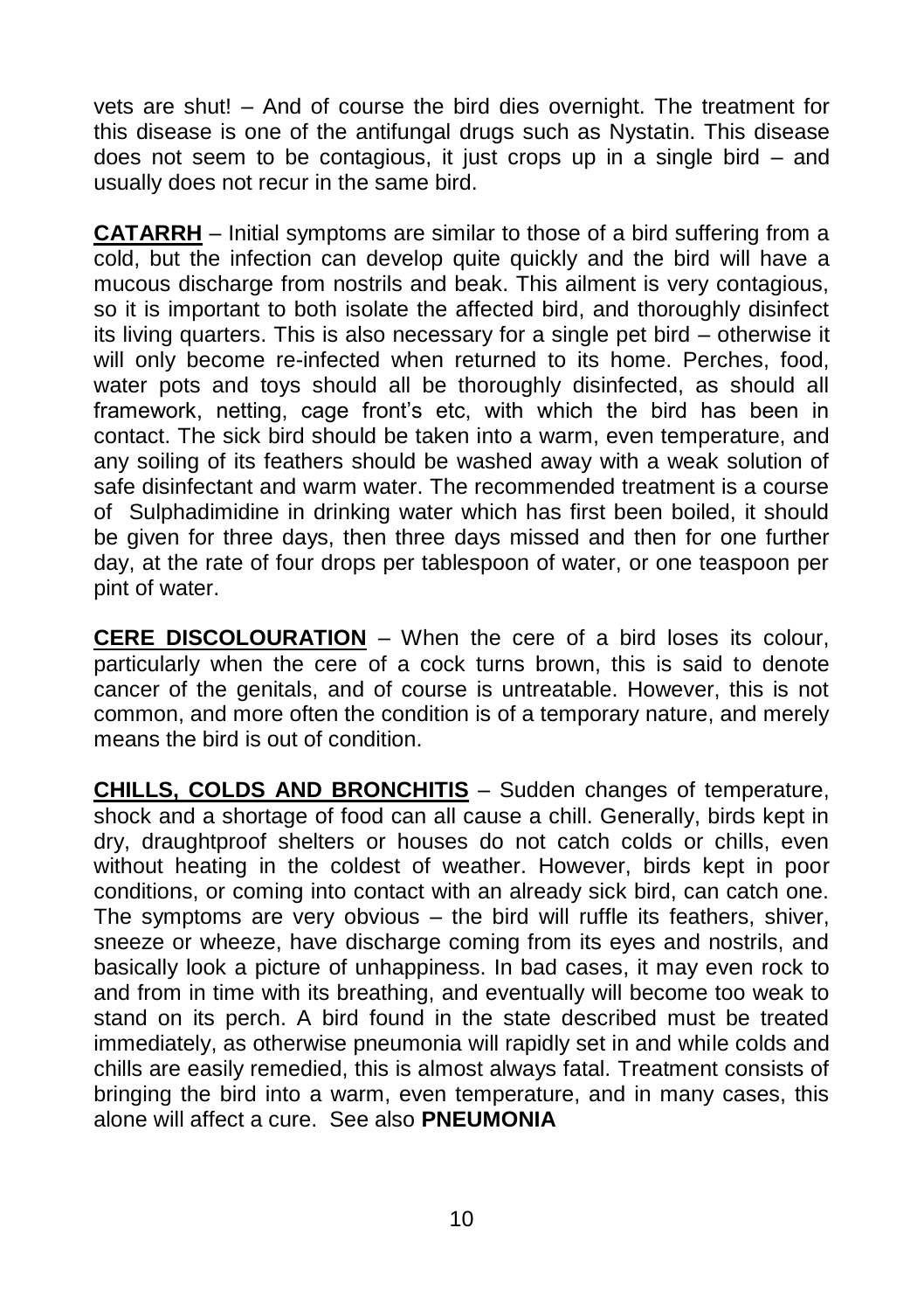vets are shut! – And of course the bird dies overnight. The treatment for this disease is one of the antifungal drugs such as Nystatin. This disease does not seem to be contagious, it just crops up in a single bird – and usually does not recur in the same bird.

**CATARRH** – Initial symptoms are similar to those of a bird suffering from a cold, but the infection can develop quite quickly and the bird will have a mucous discharge from nostrils and beak. This ailment is very contagious, so it is important to both isolate the affected bird, and thoroughly disinfect its living quarters. This is also necessary for a single pet bird – otherwise it will only become re-infected when returned to its home. Perches, food, water pots and toys should all be thoroughly disinfected, as should all framework, netting, cage front's etc, with which the bird has been in contact. The sick bird should be taken into a warm, even temperature, and any soiling of its feathers should be washed away with a weak solution of safe disinfectant and warm water. The recommended treatment is a course of Sulphadimidine in drinking water which has first been boiled, it should be given for three days, then three days missed and then for one further day, at the rate of four drops per tablespoon of water, or one teaspoon per pint of water.

**CERE DISCOLOURATION** – When the cere of a bird loses its colour, particularly when the cere of a cock turns brown, this is said to denote cancer of the genitals, and of course is untreatable. However, this is not common, and more often the condition is of a temporary nature, and merely means the bird is out of condition.

**CHILLS, COLDS AND BRONCHITIS** – Sudden changes of temperature, shock and a shortage of food can all cause a chill. Generally, birds kept in dry, draughtproof shelters or houses do not catch colds or chills, even without heating in the coldest of weather. However, birds kept in poor conditions, or coming into contact with an already sick bird, can catch one. The symptoms are very obvious – the bird will ruffle its feathers, shiver, sneeze or wheeze, have discharge coming from its eyes and nostrils, and basically look a picture of unhappiness. In bad cases, it may even rock to and from in time with its breathing, and eventually will become too weak to stand on its perch. A bird found in the state described must be treated immediately, as otherwise pneumonia will rapidly set in and while colds and chills are easily remedied, this is almost always fatal. Treatment consists of bringing the bird into a warm, even temperature, and in many cases, this alone will affect a cure. See also **PNEUMONIA**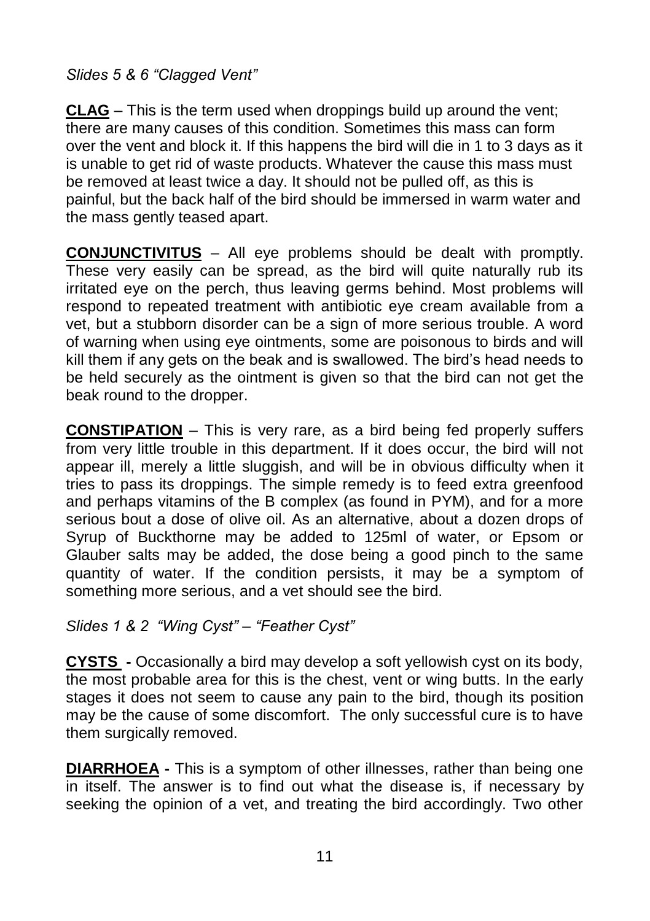*Slides 5 & 6 "Clagged Vent"*

**CLAG** – This is the term used when droppings build up around the vent; there are many causes of this condition. Sometimes this mass can form over the vent and block it. If this happens the bird will die in 1 to 3 days as it is unable to get rid of waste products. Whatever the cause this mass must be removed at least twice a day. It should not be pulled off, as this is painful, but the back half of the bird should be immersed in warm water and the mass gently teased apart.

**CONJUNCTIVITUS** – All eye problems should be dealt with promptly. These very easily can be spread, as the bird will quite naturally rub its irritated eye on the perch, thus leaving germs behind. Most problems will respond to repeated treatment with antibiotic eye cream available from a vet, but a stubborn disorder can be a sign of more serious trouble. A word of warning when using eye ointments, some are poisonous to birds and will kill them if any gets on the beak and is swallowed. The bird's head needs to be held securely as the ointment is given so that the bird can not get the beak round to the dropper.

**CONSTIPATION** – This is very rare, as a bird being fed properly suffers from very little trouble in this department. If it does occur, the bird will not appear ill, merely a little sluggish, and will be in obvious difficulty when it tries to pass its droppings. The simple remedy is to feed extra greenfood and perhaps vitamins of the B complex (as found in PYM), and for a more serious bout a dose of olive oil. As an alternative, about a dozen drops of Syrup of Buckthorne may be added to 125ml of water, or Epsom or Glauber salts may be added, the dose being a good pinch to the same quantity of water. If the condition persists, it may be a symptom of something more serious, and a vet should see the bird.

*Slides 1 & 2 "Wing Cyst" – "Feather Cyst"*

**CYSTS** - Occasionally a bird may develop a soft yellowish cyst on its body, the most probable area for this is the chest, vent or wing butts. In the early stages it does not seem to cause any pain to the bird, though its position may be the cause of some discomfort. The only successful cure is to have them surgically removed.

**DIARRHOEA** - This is a symptom of other illnesses, rather than being one in itself. The answer is to find out what the disease is, if necessary by seeking the opinion of a vet, and treating the bird accordingly. Two other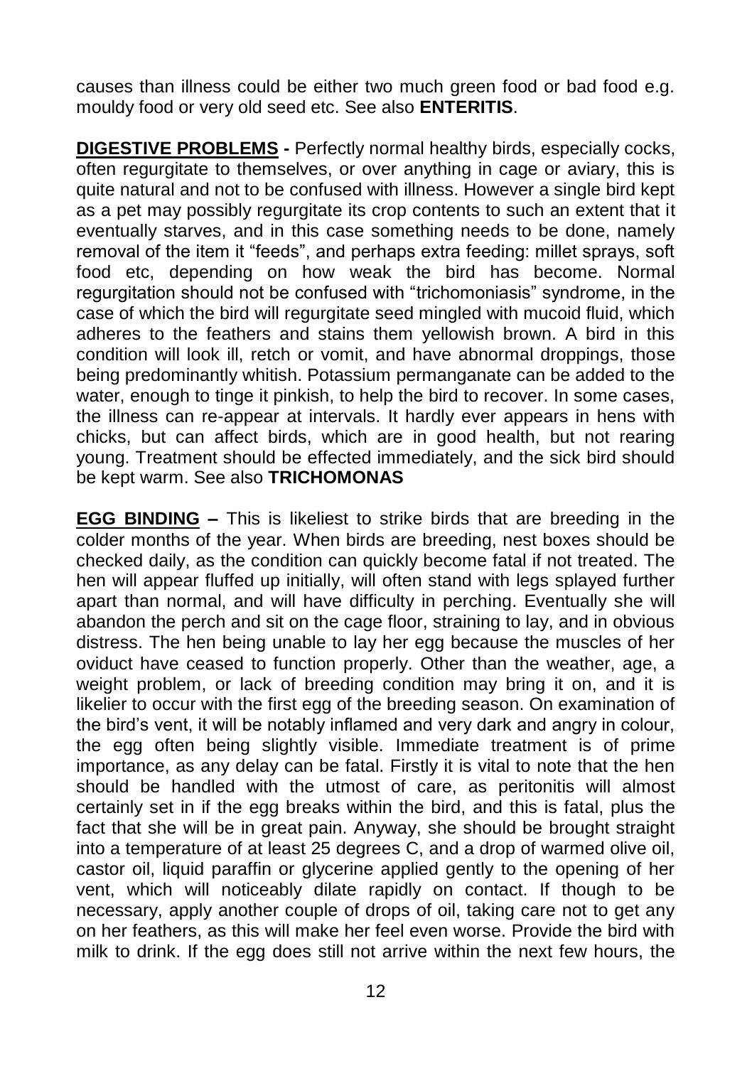causes than illness could be either two much green food or bad food e.g. mouldy food or very old seed etc. See also **ENTERITIS**.

**DIGESTIVE PROBLEMS -** Perfectly normal healthy birds, especially cocks, often regurgitate to themselves, or over anything in cage or aviary, this is quite natural and not to be confused with illness. However a single bird kept as a pet may possibly regurgitate its crop contents to such an extent that it eventually starves, and in this case something needs to be done, namely removal of the item it "feeds", and perhaps extra feeding: millet sprays, soft food etc, depending on how weak the bird has become. Normal regurgitation should not be confused with "trichomoniasis" syndrome, in the case of which the bird will regurgitate seed mingled with mucoid fluid, which adheres to the feathers and stains them yellowish brown. A bird in this condition will look ill, retch or vomit, and have abnormal droppings, those being predominantly whitish. Potassium permanganate can be added to the water, enough to tinge it pinkish, to help the bird to recover. In some cases, the illness can re-appear at intervals. It hardly ever appears in hens with chicks, but can affect birds, which are in good health, but not rearing young. Treatment should be effected immediately, and the sick bird should be kept warm. See also **TRICHOMONAS**

**EGG BINDING –** This is likeliest to strike birds that are breeding in the colder months of the year. When birds are breeding, nest boxes should be checked daily, as the condition can quickly become fatal if not treated. The hen will appear fluffed up initially, will often stand with legs splayed further apart than normal, and will have difficulty in perching. Eventually she will abandon the perch and sit on the cage floor, straining to lay, and in obvious distress. The hen being unable to lay her egg because the muscles of her oviduct have ceased to function properly. Other than the weather, age, a weight problem, or lack of breeding condition may bring it on, and it is likelier to occur with the first egg of the breeding season. On examination of the bird's vent, it will be notably inflamed and very dark and angry in colour, the egg often being slightly visible. Immediate treatment is of prime importance, as any delay can be fatal. Firstly it is vital to note that the hen should be handled with the utmost of care, as peritonitis will almost certainly set in if the egg breaks within the bird, and this is fatal, plus the fact that she will be in great pain. Anyway, she should be brought straight into a temperature of at least 25 degrees C, and a drop of warmed olive oil, castor oil, liquid paraffin or glycerine applied gently to the opening of her vent, which will noticeably dilate rapidly on contact. If though to be necessary, apply another couple of drops of oil, taking care not to get any on her feathers, as this will make her feel even worse. Provide the bird with milk to drink. If the egg does still not arrive within the next few hours, the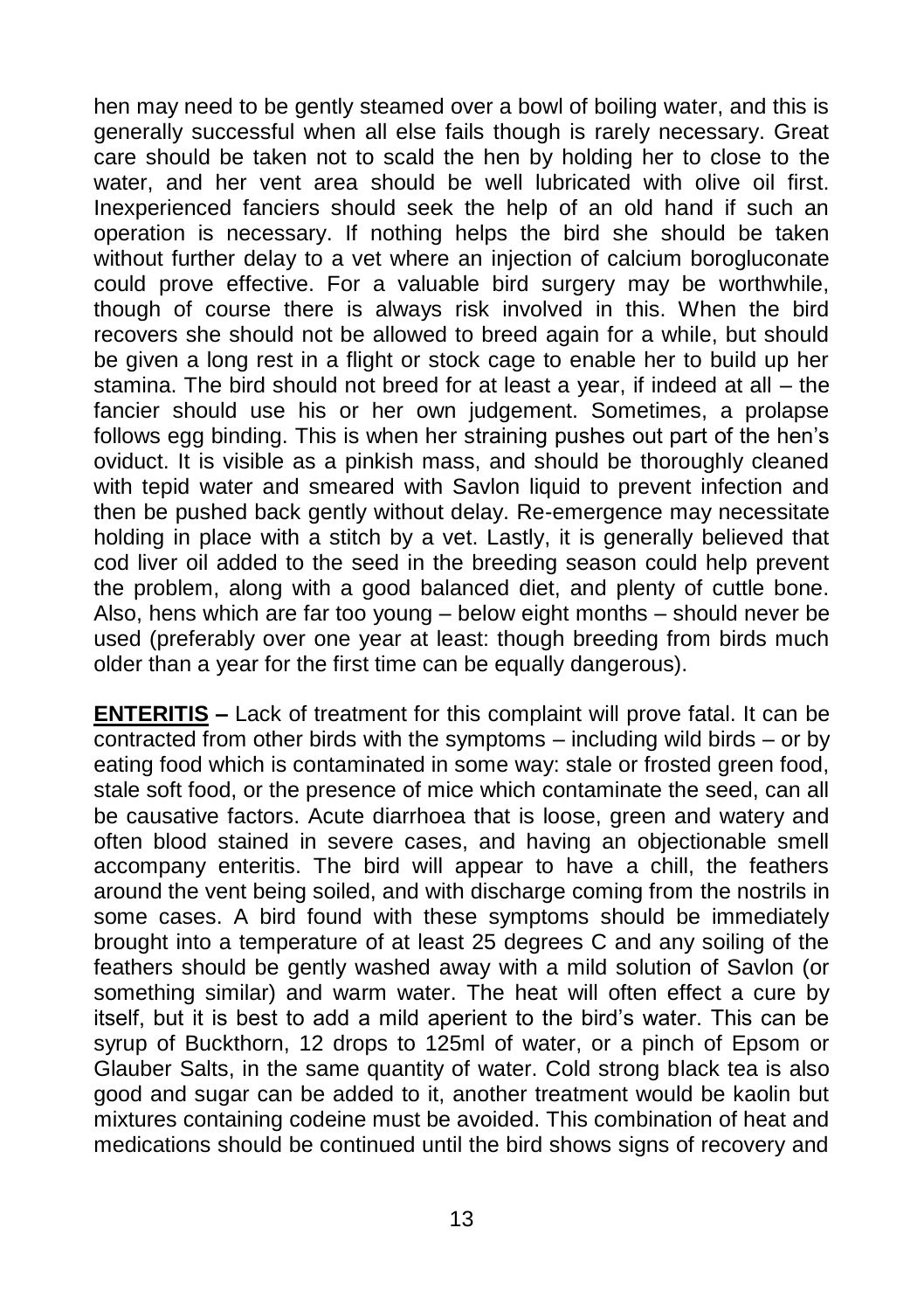hen may need to be gently steamed over a bowl of boiling water, and this is generally successful when all else fails though is rarely necessary. Great care should be taken not to scald the hen by holding her to close to the water, and her vent area should be well lubricated with olive oil first. Inexperienced fanciers should seek the help of an old hand if such an operation is necessary. If nothing helps the bird she should be taken without further delay to a vet where an injection of calcium borogluconate could prove effective. For a valuable bird surgery may be worthwhile, though of course there is always risk involved in this. When the bird recovers she should not be allowed to breed again for a while, but should be given a long rest in a flight or stock cage to enable her to build up her stamina. The bird should not breed for at least a year, if indeed at all – the fancier should use his or her own judgement. Sometimes, a prolapse follows egg binding. This is when her straining pushes out part of the hen's oviduct. It is visible as a pinkish mass, and should be thoroughly cleaned with tepid water and smeared with Savlon liquid to prevent infection and then be pushed back gently without delay. Re-emergence may necessitate holding in place with a stitch by a vet. Lastly, it is generally believed that cod liver oil added to the seed in the breeding season could help prevent the problem, along with a good balanced diet, and plenty of cuttle bone. Also, hens which are far too young – below eight months – should never be used (preferably over one year at least: though breeding from birds much older than a year for the first time can be equally dangerous).

**ENTERITIS –** Lack of treatment for this complaint will prove fatal. It can be contracted from other birds with the symptoms – including wild birds – or by eating food which is contaminated in some way: stale or frosted green food, stale soft food, or the presence of mice which contaminate the seed, can all be causative factors. Acute diarrhoea that is loose, green and watery and often blood stained in severe cases, and having an objectionable smell accompany enteritis. The bird will appear to have a chill, the feathers around the vent being soiled, and with discharge coming from the nostrils in some cases. A bird found with these symptoms should be immediately brought into a temperature of at least 25 degrees C and any soiling of the feathers should be gently washed away with a mild solution of Savlon (or something similar) and warm water. The heat will often effect a cure by itself, but it is best to add a mild aperient to the bird's water. This can be syrup of Buckthorn, 12 drops to 125ml of water, or a pinch of Epsom or Glauber Salts, in the same quantity of water. Cold strong black tea is also good and sugar can be added to it, another treatment would be kaolin but mixtures containing codeine must be avoided. This combination of heat and medications should be continued until the bird shows signs of recovery and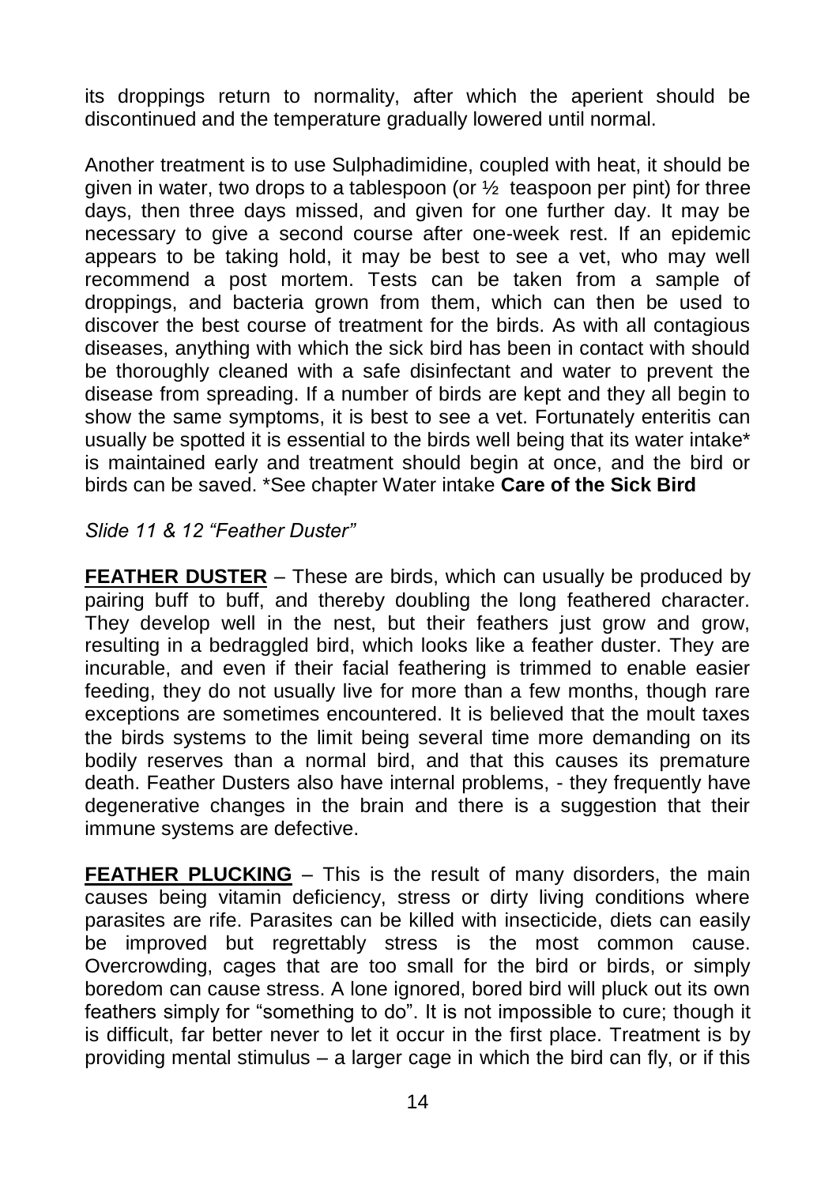its droppings return to normality, after which the aperient should be discontinued and the temperature gradually lowered until normal.

Another treatment is to use Sulphadimidine, coupled with heat, it should be given in water, two drops to a tablespoon (or ½ teaspoon per pint) for three days, then three days missed, and given for one further day. It may be necessary to give a second course after one-week rest. If an epidemic appears to be taking hold, it may be best to see a vet, who may well recommend a post mortem. Tests can be taken from a sample of droppings, and bacteria grown from them, which can then be used to discover the best course of treatment for the birds. As with all contagious diseases, anything with which the sick bird has been in contact with should be thoroughly cleaned with a safe disinfectant and water to prevent the disease from spreading. If a number of birds are kept and they all begin to show the same symptoms, it is best to see a vet. Fortunately enteritis can usually be spotted it is essential to the birds well being that its water intake* is maintained early and treatment should begin at once, and the bird or birds can be saved. *See chapter Water intake **Care of the Sick Bird**

*Slide 11 & 12 "Feather Duster"*

**FEATHER DUSTER** – These are birds, which can usually be produced by pairing buff to buff, and thereby doubling the long feathered character. They develop well in the nest, but their feathers just grow and grow, resulting in a bedraggled bird, which looks like a feather duster. They are incurable, and even if their facial feathering is trimmed to enable easier feeding, they do not usually live for more than a few months, though rare exceptions are sometimes encountered. It is believed that the moult taxes the birds systems to the limit being several time more demanding on its bodily reserves than a normal bird, and that this causes its premature death. Feather Dusters also have internal problems, - they frequently have degenerative changes in the brain and there is a suggestion that their immune systems are defective.

**FEATHER PLUCKING** – This is the result of many disorders, the main causes being vitamin deficiency, stress or dirty living conditions where parasites are rife. Parasites can be killed with insecticide, diets can easily be improved but regrettably stress is the most common cause. Overcrowding, cages that are too small for the bird or birds, or simply boredom can cause stress. A lone ignored, bored bird will pluck out its own feathers simply for "something to do". It is not impossible to cure; though it is difficult, far better never to let it occur in the first place. Treatment is by providing mental stimulus – a larger cage in which the bird can fly, or if this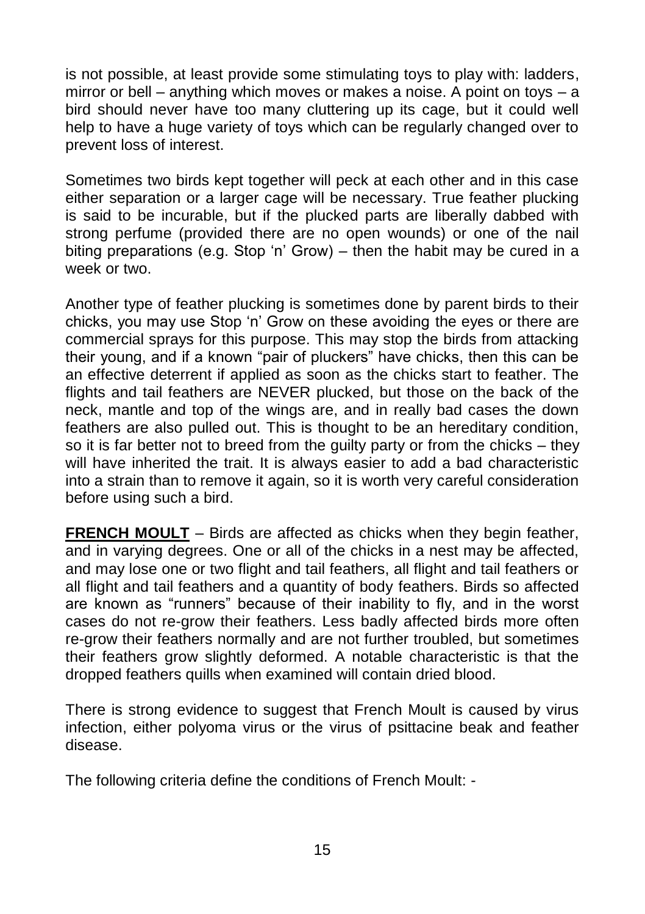is not possible, at least provide some stimulating toys to play with: ladders, mirror or bell – anything which moves or makes a noise. A point on toys – a bird should never have too many cluttering up its cage, but it could well help to have a huge variety of toys which can be regularly changed over to prevent loss of interest.

Sometimes two birds kept together will peck at each other and in this case either separation or a larger cage will be necessary. True feather plucking is said to be incurable, but if the plucked parts are liberally dabbed with strong perfume (provided there are no open wounds) or one of the nail biting preparations (e.g. Stop 'n' Grow) – then the habit may be cured in a week or two.

Another type of feather plucking is sometimes done by parent birds to their chicks, you may use Stop 'n' Grow on these avoiding the eyes or there are commercial sprays for this purpose. This may stop the birds from attacking their young, and if a known "pair of pluckers" have chicks, then this can be an effective deterrent if applied as soon as the chicks start to feather. The flights and tail feathers are NEVER plucked, but those on the back of the neck, mantle and top of the wings are, and in really bad cases the down feathers are also pulled out. This is thought to be an hereditary condition, so it is far better not to breed from the guilty party or from the chicks – they will have inherited the trait. It is always easier to add a bad characteristic into a strain than to remove it again, so it is worth very careful consideration before using such a bird.

**FRENCH MOULT** – Birds are affected as chicks when they begin feather, and in varying degrees. One or all of the chicks in a nest may be affected, and may lose one or two flight and tail feathers, all flight and tail feathers or all flight and tail feathers and a quantity of body feathers. Birds so affected are known as "runners" because of their inability to fly, and in the worst cases do not re-grow their feathers. Less badly affected birds more often re-grow their feathers normally and are not further troubled, but sometimes their feathers grow slightly deformed. A notable characteristic is that the dropped feathers quills when examined will contain dried blood.

There is strong evidence to suggest that French Moult is caused by virus infection, either polyoma virus or the virus of psittacine beak and feather disease.

The following criteria define the conditions of French Moult: -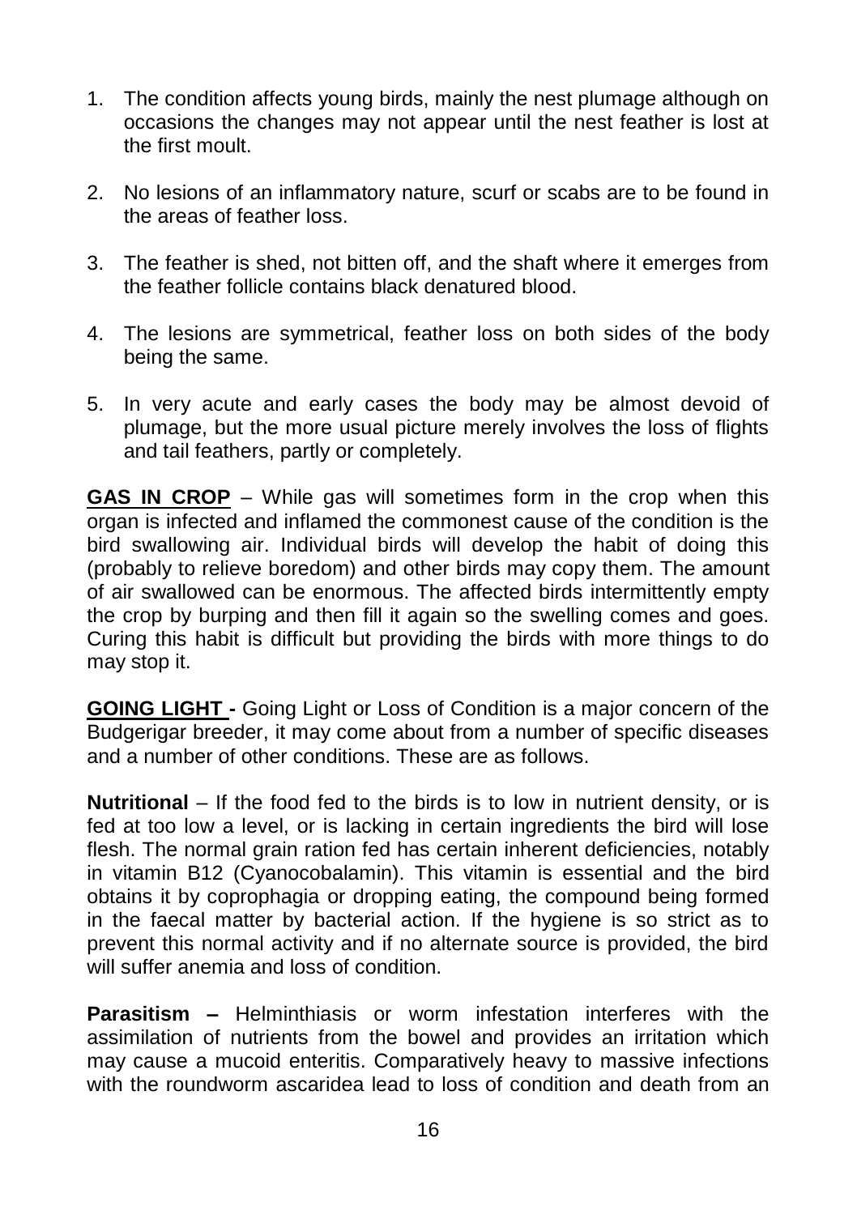1. The condition affects young birds, mainly the nest plumage although on occasions the changes may not appear until the nest feather is lost at the first moult.

2. No lesions of an inflammatory nature, scurf or scabs are to be found in the areas of feather loss.

3. The feather is shed, not bitten off, and the shaft where it emerges from the feather follicle contains black denatured blood.

4. The lesions are symmetrical, feather loss on both sides of the body being the same.

5. In very acute and early cases the body may be almost devoid of plumage, but the more usual picture merely involves the loss of flights and tail feathers, partly or completely.

**GAS IN CROP** – While gas will sometimes form in the crop when this organ is infected and inflamed the commonest cause of the condition is the bird swallowing air. Individual birds will develop the habit of doing this (probably to relieve boredom) and other birds may copy them. The amount of air swallowed can be enormous. The affected birds intermittently empty the crop by burping and then fill it again so the swelling comes and goes. Curing this habit is difficult but providing the birds with more things to do may stop it.

**GOING LIGHT -** Going Light or Loss of Condition is a major concern of the Budgerigar breeder, it may come about from a number of specific diseases and a number of other conditions. These are as follows.

**Nutritional** – If the food fed to the birds is to low in nutrient density, or is fed at too low a level, or is lacking in certain ingredients the bird will lose flesh. The normal grain ration fed has certain inherent deficiencies, notably in vitamin B12 (Cyanocobalamin). This vitamin is essential and the bird obtains it by coprophagia or dropping eating, the compound being formed in the faecal matter by bacterial action. If the hygiene is so strict as to prevent this normal activity and if no alternate source is provided, the bird will suffer anemia and loss of condition.

**Parasitism –** Helminthiasis or worm infestation interferes with the assimilation of nutrients from the bowel and provides an irritation which may cause a mucoid enteritis. Comparatively heavy to massive infections with the roundworm ascaridea lead to loss of condition and death from an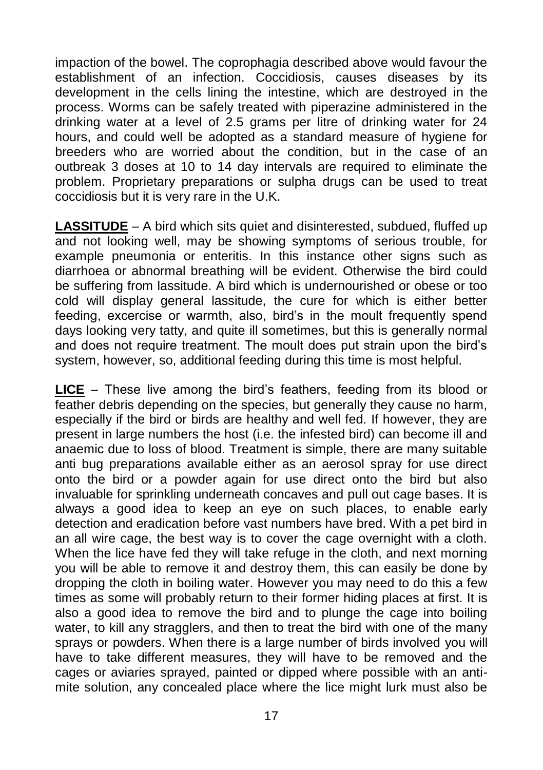impaction of the bowel. The coprophagia described above would favour the establishment of an infection. Coccidiosis, causes diseases by its development in the cells lining the intestine, which are destroyed in the process. Worms can be safely treated with piperazine administered in the drinking water at a level of 2.5 grams per litre of drinking water for 24 hours, and could well be adopted as a standard measure of hygiene for breeders who are worried about the condition, but in the case of an outbreak 3 doses at 10 to 14 day intervals are required to eliminate the problem. Proprietary preparations or sulpha drugs can be used to treat coccidiosis but it is very rare in the U.K.

**LASSITUDE** – A bird which sits quiet and disinterested, subdued, fluffed up and not looking well, may be showing symptoms of serious trouble, for example pneumonia or enteritis. In this instance other signs such as diarrhoea or abnormal breathing will be evident. Otherwise the bird could be suffering from lassitude. A bird which is undernourished or obese or too cold will display general lassitude, the cure for which is either better feeding, excercise or warmth, also, bird's in the moult frequently spend days looking very tatty, and quite ill sometimes, but this is generally normal and does not require treatment. The moult does put strain upon the bird's system, however, so, additional feeding during this time is most helpful.

**LICE** – These live among the bird's feathers, feeding from its blood or feather debris depending on the species, but generally they cause no harm, especially if the bird or birds are healthy and well fed. If however, they are present in large numbers the host (i.e. the infested bird) can become ill and anaemic due to loss of blood. Treatment is simple, there are many suitable anti bug preparations available either as an aerosol spray for use direct onto the bird or a powder again for use direct onto the bird but also invaluable for sprinkling underneath concaves and pull out cage bases. It is always a good idea to keep an eye on such places, to enable early detection and eradication before vast numbers have bred. With a pet bird in an all wire cage, the best way is to cover the cage overnight with a cloth. When the lice have fed they will take refuge in the cloth, and next morning you will be able to remove it and destroy them, this can easily be done by dropping the cloth in boiling water. However you may need to do this a few times as some will probably return to their former hiding places at first. It is also a good idea to remove the bird and to plunge the cage into boiling water, to kill any stragglers, and then to treat the bird with one of the many sprays or powders. When there is a large number of birds involved you will have to take different measures, they will have to be removed and the cages or aviaries sprayed, painted or dipped where possible with an anti-mite solution, any concealed place where the lice might lurk must also be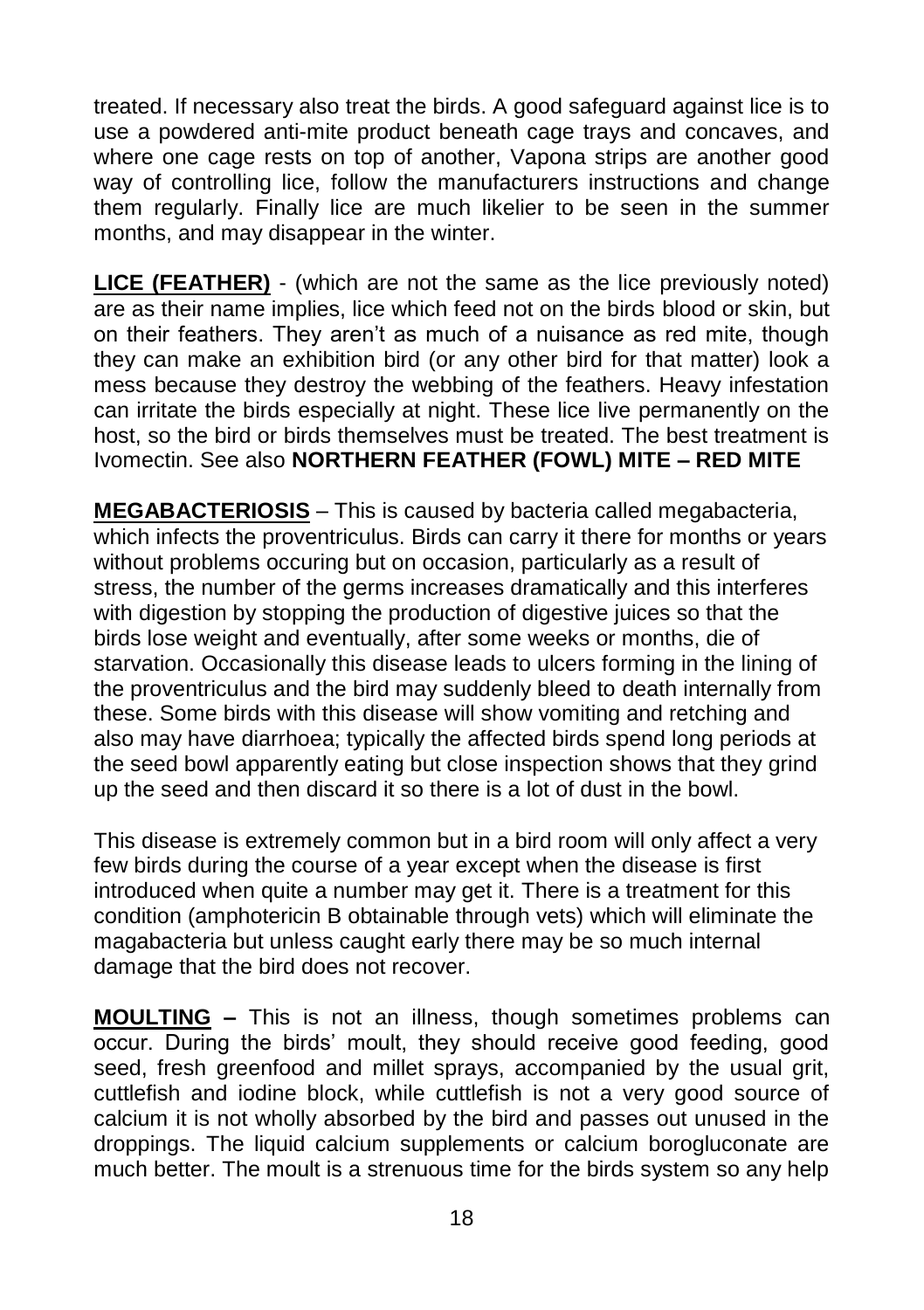treated. If necessary also treat the birds. A good safeguard against lice is to use a powdered anti-mite product beneath cage trays and concaves, and where one cage rests on top of another, Vapona strips are another good way of controlling lice, follow the manufacturers instructions and change them regularly. Finally lice are much likelier to be seen in the summer months, and may disappear in the winter.

**LICE (FEATHER)** - (which are not the same as the lice previously noted) are as their name implies, lice which feed not on the birds blood or skin, but on their feathers. They aren't as much of a nuisance as red mite, though they can make an exhibition bird (or any other bird for that matter) look a mess because they destroy the webbing of the feathers. Heavy infestation can irritate the birds especially at night. These lice live permanently on the host, so the bird or birds themselves must be treated. The best treatment is Ivomectin. See also **NORTHERN FEATHER (FOWL) MITE – RED MITE**

**MEGABACTERIOSIS** – This is caused by bacteria called megabacteria, which infects the proventriculus. Birds can carry it there for months or years without problems occuring but on occasion, particularly as a result of stress, the number of the germs increases dramatically and this interferes with digestion by stopping the production of digestive juices so that the birds lose weight and eventually, after some weeks or months, die of starvation. Occasionally this disease leads to ulcers forming in the lining of the proventriculus and the bird may suddenly bleed to death internally from these. Some birds with this disease will show vomiting and retching and also may have diarrhoea; typically the affected birds spend long periods at the seed bowl apparently eating but close inspection shows that they grind up the seed and then discard it so there is a lot of dust in the bowl.

This disease is extremely common but in a bird room will only affect a very few birds during the course of a year except when the disease is first introduced when quite a number may get it. There is a treatment for this condition (amphotericin B obtainable through vets) which will eliminate the magabacteria but unless caught early there may be so much internal damage that the bird does not recover.

**MOULTING –** This is not an illness, though sometimes problems can occur. During the birds' moult, they should receive good feeding, good seed, fresh greenfood and millet sprays, accompanied by the usual grit, cuttlefish and iodine block, while cuttlefish is not a very good source of calcium it is not wholly absorbed by the bird and passes out unused in the droppings. The liquid calcium supplements or calcium borogluconate are much better. The moult is a strenuous time for the birds system so any help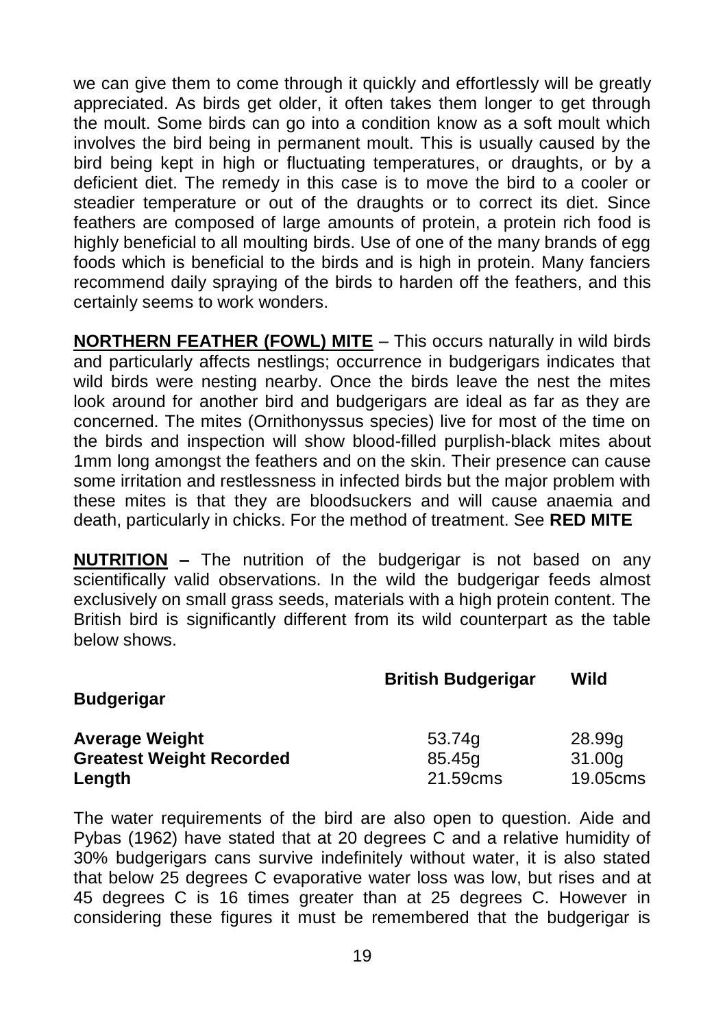we can give them to come through it quickly and effortlessly will be greatly appreciated. As birds get older, it often takes them longer to get through the moult. Some birds can go into a condition know as a soft moult which involves the bird being in permanent moult. This is usually caused by the bird being kept in high or fluctuating temperatures, or draughts, or by a deficient diet. The remedy in this case is to move the bird to a cooler or steadier temperature or out of the draughts or to correct its diet. Since feathers are composed of large amounts of protein, a protein rich food is highly beneficial to all moulting birds. Use of one of the many brands of egg foods which is beneficial to the birds and is high in protein. Many fanciers recommend daily spraying of the birds to harden off the feathers, and this certainly seems to work wonders.

**NORTHERN FEATHER (FOWL) MITE** – This occurs naturally in wild birds and particularly affects nestlings; occurrence in budgerigars indicates that wild birds were nesting nearby. Once the birds leave the nest the mites look around for another bird and budgerigars are ideal as far as they are concerned. The mites (Ornithonyssus species) live for most of the time on the birds and inspection will show blood-filled purplish-black mites about 1mm long amongst the feathers and on the skin. Their presence can cause some irritation and restlessness in infected birds but the major problem with these mites is that they are bloodsuckers and will cause anaemia and death, particularly in chicks. For the method of treatment. See **RED MITE**

**NUTRITION –** The nutrition of the budgerigar is not based on any scientifically valid observations. In the wild the budgerigar feeds almost exclusively on small grass seeds, materials with a high protein content. The British bird is significantly different from its wild counterpart as the table below shows.

| | **British Budgerigar** | **Wild Budgerigar** |
|---|---|---|
| **Average Weight** | 53.74g | 28.99g |
| **Greatest Weight Recorded** | 85.45g | 31.00g |
| **Length** | 21.59cms | 19.05cms |

The water requirements of the bird are also open to question. Aide and Pybas (1962) have stated that at 20 degrees C and a relative humidity of 30% budgerigars cans survive indefinitely without water, it is also stated that below 25 degrees C evaporative water loss was low, but rises and at 45 degrees C is 16 times greater than at 25 degrees C. However in considering these figures it must be remembered that the budgerigar is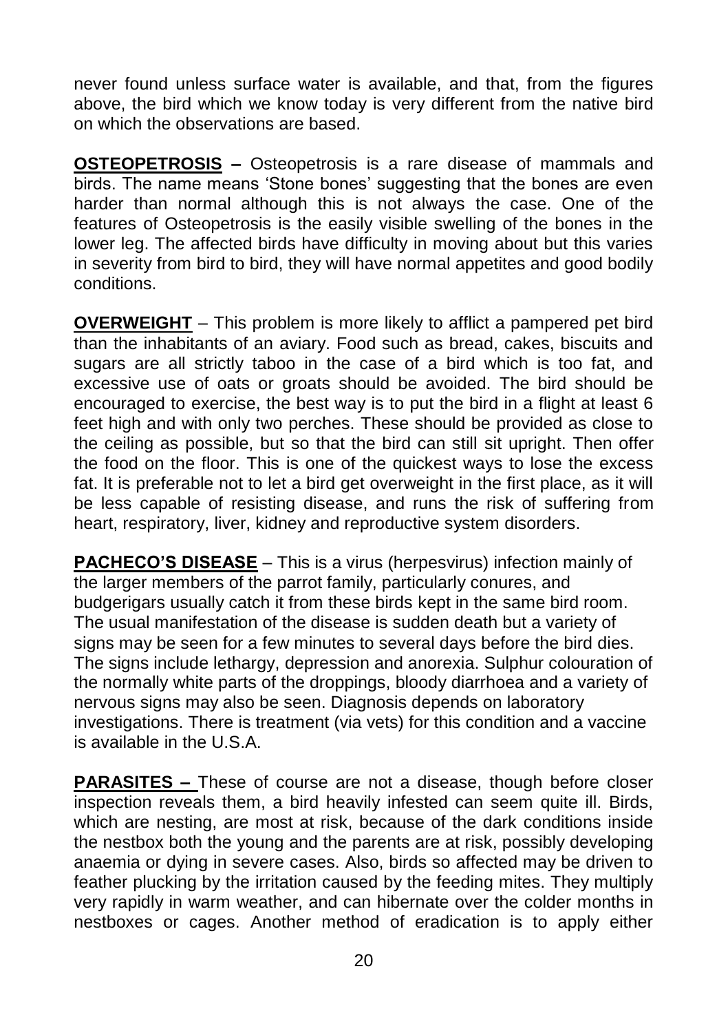never found unless surface water is available, and that, from the figures above, the bird which we know today is very different from the native bird on which the observations are based.

**OSTEOPETROSIS –** Osteopetrosis is a rare disease of mammals and birds. The name means 'Stone bones' suggesting that the bones are even harder than normal although this is not always the case. One of the features of Osteopetrosis is the easily visible swelling of the bones in the lower leg. The affected birds have difficulty in moving about but this varies in severity from bird to bird, they will have normal appetites and good bodily conditions.

**OVERWEIGHT** – This problem is more likely to afflict a pampered pet bird than the inhabitants of an aviary. Food such as bread, cakes, biscuits and sugars are all strictly taboo in the case of a bird which is too fat, and excessive use of oats or groats should be avoided. The bird should be encouraged to exercise, the best way is to put the bird in a flight at least 6 feet high and with only two perches. These should be provided as close to the ceiling as possible, but so that the bird can still sit upright. Then offer the food on the floor. This is one of the quickest ways to lose the excess fat. It is preferable not to let a bird get overweight in the first place, as it will be less capable of resisting disease, and runs the risk of suffering from heart, respiratory, liver, kidney and reproductive system disorders.

**PACHECO'S DISEASE** – This is a virus (herpesvirus) infection mainly of the larger members of the parrot family, particularly conures, and budgerigars usually catch it from these birds kept in the same bird room. The usual manifestation of the disease is sudden death but a variety of signs may be seen for a few minutes to several days before the bird dies. The signs include lethargy, depression and anorexia. Sulphur colouration of the normally white parts of the droppings, bloody diarrhoea and a variety of nervous signs may also be seen. Diagnosis depends on laboratory investigations. There is treatment (via vets) for this condition and a vaccine is available in the U.S.A.

**PARASITES –** These of course are not a disease, though before closer inspection reveals them, a bird heavily infested can seem quite ill. Birds, which are nesting, are most at risk, because of the dark conditions inside the nestbox both the young and the parents are at risk, possibly developing anaemia or dying in severe cases. Also, birds so affected may be driven to feather plucking by the irritation caused by the feeding mites. They multiply very rapidly in warm weather, and can hibernate over the colder months in nestboxes or cages. Another method of eradication is to apply either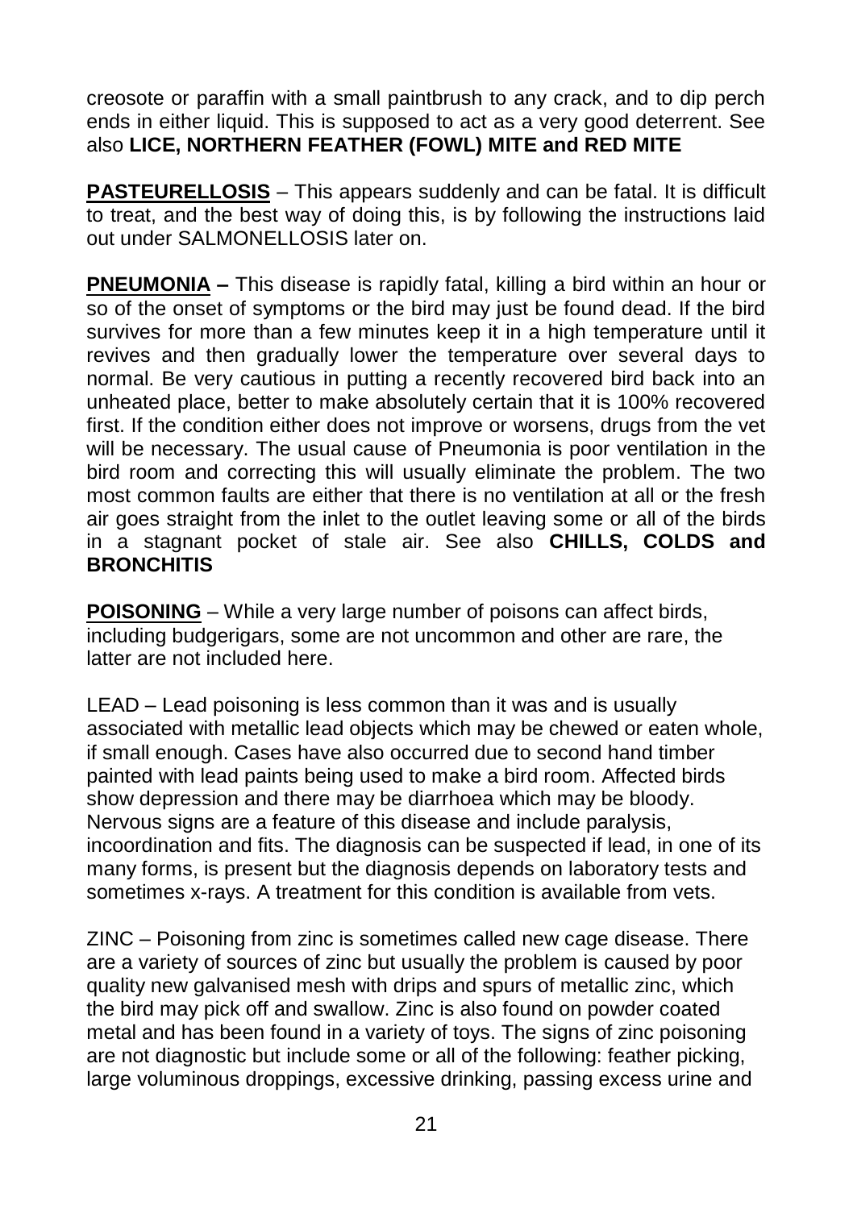creosote or paraffin with a small paintbrush to any crack, and to dip perch ends in either liquid. This is supposed to act as a very good deterrent. See also **LICE, NORTHERN FEATHER (FOWL) MITE and RED MITE**

**PASTEURELLOSIS** – This appears suddenly and can be fatal. It is difficult to treat, and the best way of doing this, is by following the instructions laid out under SALMONELLOSIS later on.

**PNEUMONIA –** This disease is rapidly fatal, killing a bird within an hour or so of the onset of symptoms or the bird may just be found dead. If the bird survives for more than a few minutes keep it in a high temperature until it revives and then gradually lower the temperature over several days to normal. Be very cautious in putting a recently recovered bird back into an unheated place, better to make absolutely certain that it is 100% recovered first. If the condition either does not improve or worsens, drugs from the vet will be necessary. The usual cause of Pneumonia is poor ventilation in the bird room and correcting this will usually eliminate the problem. The two most common faults are either that there is no ventilation at all or the fresh air goes straight from the inlet to the outlet leaving some or all of the birds in a stagnant pocket of stale air. See also **CHILLS, COLDS and BRONCHITIS**

**POISONING** – While a very large number of poisons can affect birds, including budgerigars, some are not uncommon and other are rare, the latter are not included here.

LEAD – Lead poisoning is less common than it was and is usually associated with metallic lead objects which may be chewed or eaten whole, if small enough. Cases have also occurred due to second hand timber painted with lead paints being used to make a bird room. Affected birds show depression and there may be diarrhoea which may be bloody. Nervous signs are a feature of this disease and include paralysis, incoordination and fits. The diagnosis can be suspected if lead, in one of its many forms, is present but the diagnosis depends on laboratory tests and sometimes x-rays. A treatment for this condition is available from vets.

ZINC – Poisoning from zinc is sometimes called new cage disease. There are a variety of sources of zinc but usually the problem is caused by poor quality new galvanised mesh with drips and spurs of metallic zinc, which the bird may pick off and swallow. Zinc is also found on powder coated metal and has been found in a variety of toys. The signs of zinc poisoning are not diagnostic but include some or all of the following: feather picking, large voluminous droppings, excessive drinking, passing excess urine and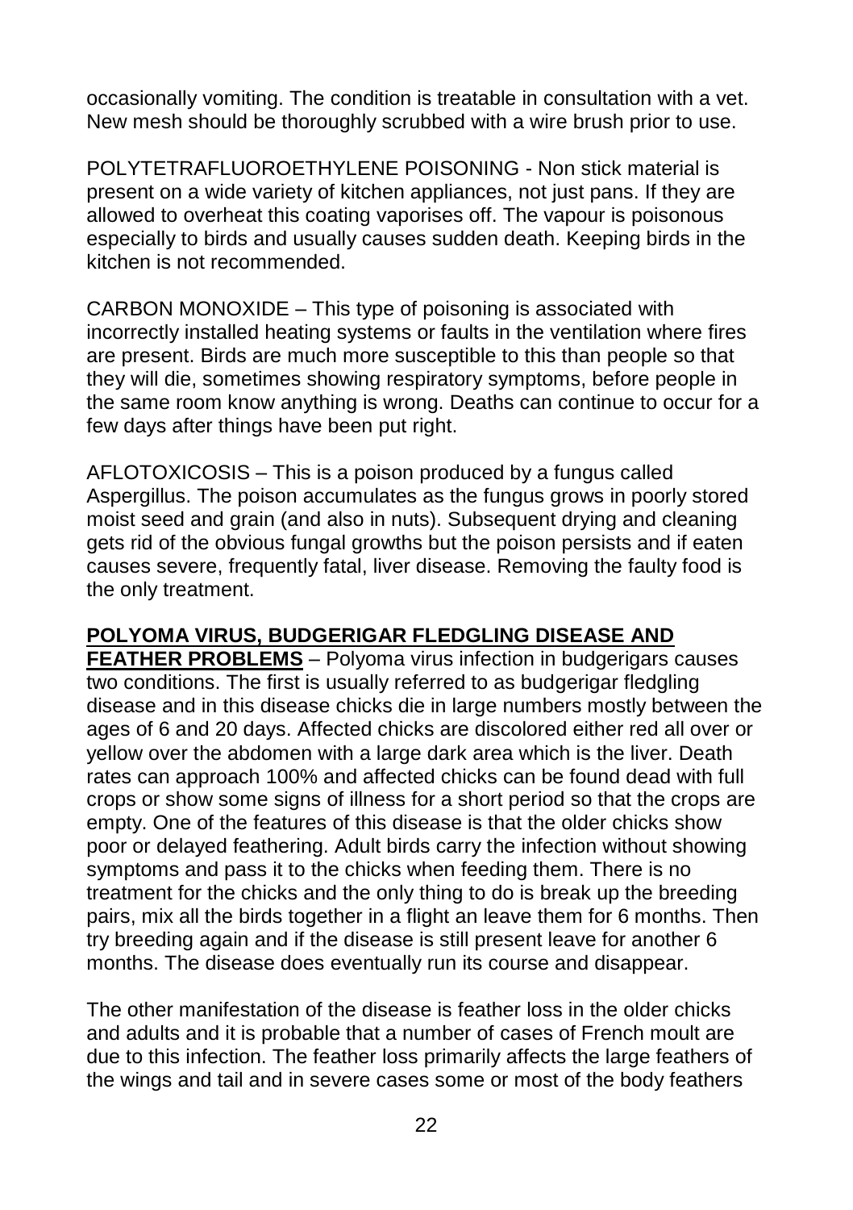occasionally vomiting. The condition is treatable in consultation with a vet. New mesh should be thoroughly scrubbed with a wire brush prior to use.

POLYTETRAFLUOROETHYLENE POISONING - Non stick material is present on a wide variety of kitchen appliances, not just pans. If they are allowed to overheat this coating vaporises off. The vapour is poisonous especially to birds and usually causes sudden death. Keeping birds in the kitchen is not recommended.

CARBON MONOXIDE – This type of poisoning is associated with incorrectly installed heating systems or faults in the ventilation where fires are present. Birds are much more susceptible to this than people so that they will die, sometimes showing respiratory symptoms, before people in the same room know anything is wrong. Deaths can continue to occur for a few days after things have been put right.

AFLOTOXICOSIS – This is a poison produced by a fungus called Aspergillus. The poison accumulates as the fungus grows in poorly stored moist seed and grain (and also in nuts). Subsequent drying and cleaning gets rid of the obvious fungal growths but the poison persists and if eaten causes severe, frequently fatal, liver disease. Removing the faulty food is the only treatment.

**POLYOMA VIRUS, BUDGERIGAR FLEDGLING DISEASE AND FEATHER PROBLEMS** – Polyoma virus infection in budgerigars causes two conditions. The first is usually referred to as budgerigar fledgling disease and in this disease chicks die in large numbers mostly between the ages of 6 and 20 days. Affected chicks are discolored either red all over or yellow over the abdomen with a large dark area which is the liver. Death rates can approach 100% and affected chicks can be found dead with full crops or show some signs of illness for a short period so that the crops are empty. One of the features of this disease is that the older chicks show poor or delayed feathering. Adult birds carry the infection without showing symptoms and pass it to the chicks when feeding them. There is no treatment for the chicks and the only thing to do is break up the breeding pairs, mix all the birds together in a flight an leave them for 6 months. Then try breeding again and if the disease is still present leave for another 6 months. The disease does eventually run its course and disappear.

The other manifestation of the disease is feather loss in the older chicks and adults and it is probable that a number of cases of French moult are due to this infection. The feather loss primarily affects the large feathers of the wings and tail and in severe cases some or most of the body feathers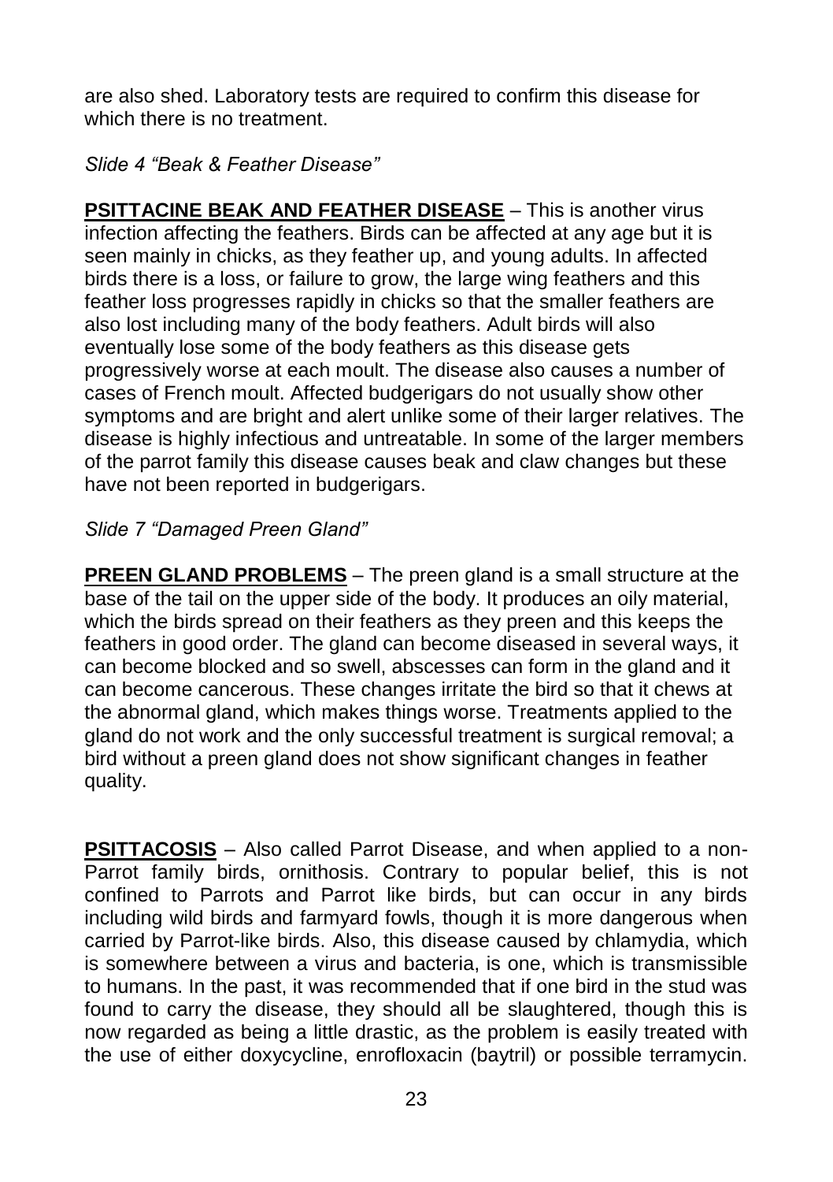are also shed. Laboratory tests are required to confirm this disease for which there is no treatment.

*Slide 4 “Beak & Feather Disease”*

**PSITTACINE BEAK AND FEATHER DISEASE** – This is another virus infection affecting the feathers. Birds can be affected at any age but it is seen mainly in chicks, as they feather up, and young adults. In affected birds there is a loss, or failure to grow, the large wing feathers and this feather loss progresses rapidly in chicks so that the smaller feathers are also lost including many of the body feathers. Adult birds will also eventually lose some of the body feathers as this disease gets progressively worse at each moult. The disease also causes a number of cases of French moult. Affected budgerigars do not usually show other symptoms and are bright and alert unlike some of their larger relatives. The disease is highly infectious and untreatable. In some of the larger members of the parrot family this disease causes beak and claw changes but these have not been reported in budgerigars.

*Slide 7 “Damaged Preen Gland”*

**PREEN GLAND PROBLEMS** – The preen gland is a small structure at the base of the tail on the upper side of the body. It produces an oily material, which the birds spread on their feathers as they preen and this keeps the feathers in good order. The gland can become diseased in several ways, it can become blocked and so swell, abscesses can form in the gland and it can become cancerous. These changes irritate the bird so that it chews at the abnormal gland, which makes things worse. Treatments applied to the gland do not work and the only successful treatment is surgical removal; a bird without a preen gland does not show significant changes in feather quality.

**PSITTACOSIS** – Also called Parrot Disease, and when applied to a non-Parrot family birds, ornithosis. Contrary to popular belief, this is not confined to Parrots and Parrot like birds, but can occur in any birds including wild birds and farmyard fowls, though it is more dangerous when carried by Parrot-like birds. Also, this disease caused by chlamydia, which is somewhere between a virus and bacteria, is one, which is transmissible to humans. In the past, it was recommended that if one bird in the stud was found to carry the disease, they should all be slaughtered, though this is now regarded as being a little drastic, as the problem is easily treated with the use of either doxycycline, enrofloxacin (baytril) or possible terramycin.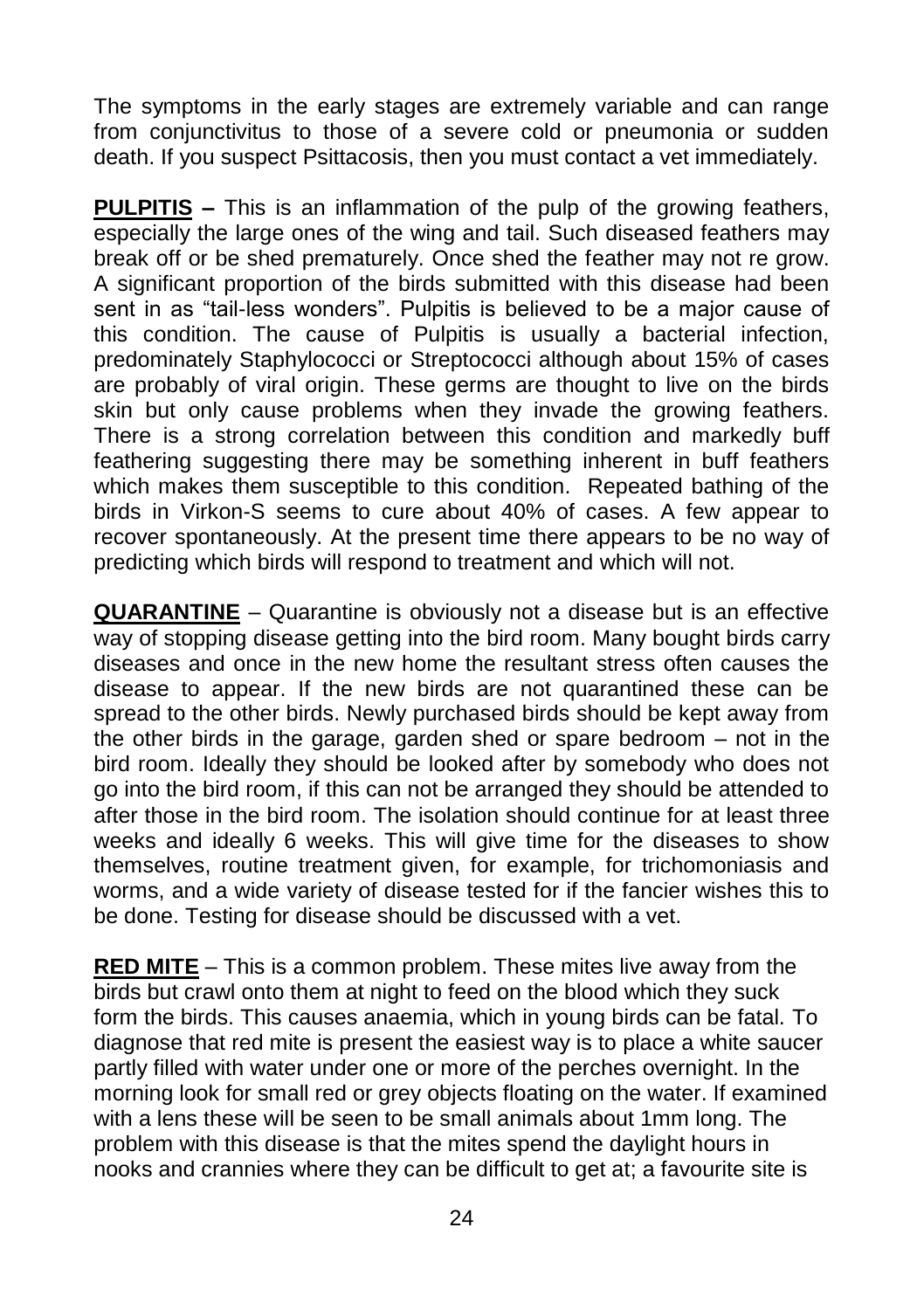The symptoms in the early stages are extremely variable and can range from conjunctivitus to those of a severe cold or pneumonia or sudden death. If you suspect Psittacosis, then you must contact a vet immediately.

**PULPITIS –** This is an inflammation of the pulp of the growing feathers, especially the large ones of the wing and tail. Such diseased feathers may break off or be shed prematurely. Once shed the feather may not re grow. A significant proportion of the birds submitted with this disease had been sent in as "tail-less wonders". Pulpitis is believed to be a major cause of this condition. The cause of Pulpitis is usually a bacterial infection, predominately Staphylococci or Streptococci although about 15% of cases are probably of viral origin. These germs are thought to live on the birds skin but only cause problems when they invade the growing feathers. There is a strong correlation between this condition and markedly buff feathering suggesting there may be something inherent in buff feathers which makes them susceptible to this condition. Repeated bathing of the birds in Virkon-S seems to cure about 40% of cases. A few appear to recover spontaneously. At the present time there appears to be no way of predicting which birds will respond to treatment and which will not.

**QUARANTINE** – Quarantine is obviously not a disease but is an effective way of stopping disease getting into the bird room. Many bought birds carry diseases and once in the new home the resultant stress often causes the disease to appear. If the new birds are not quarantined these can be spread to the other birds. Newly purchased birds should be kept away from the other birds in the garage, garden shed or spare bedroom – not in the bird room. Ideally they should be looked after by somebody who does not go into the bird room, if this can not be arranged they should be attended to after those in the bird room. The isolation should continue for at least three weeks and ideally 6 weeks. This will give time for the diseases to show themselves, routine treatment given, for example, for trichomoniasis and worms, and a wide variety of disease tested for if the fancier wishes this to be done. Testing for disease should be discussed with a vet.

**RED MITE** – This is a common problem. These mites live away from the birds but crawl onto them at night to feed on the blood which they suck form the birds. This causes anaemia, which in young birds can be fatal. To diagnose that red mite is present the easiest way is to place a white saucer partly filled with water under one or more of the perches overnight. In the morning look for small red or grey objects floating on the water. If examined with a lens these will be seen to be small animals about 1mm long. The problem with this disease is that the mites spend the daylight hours in nooks and crannies where they can be difficult to get at; a favourite site is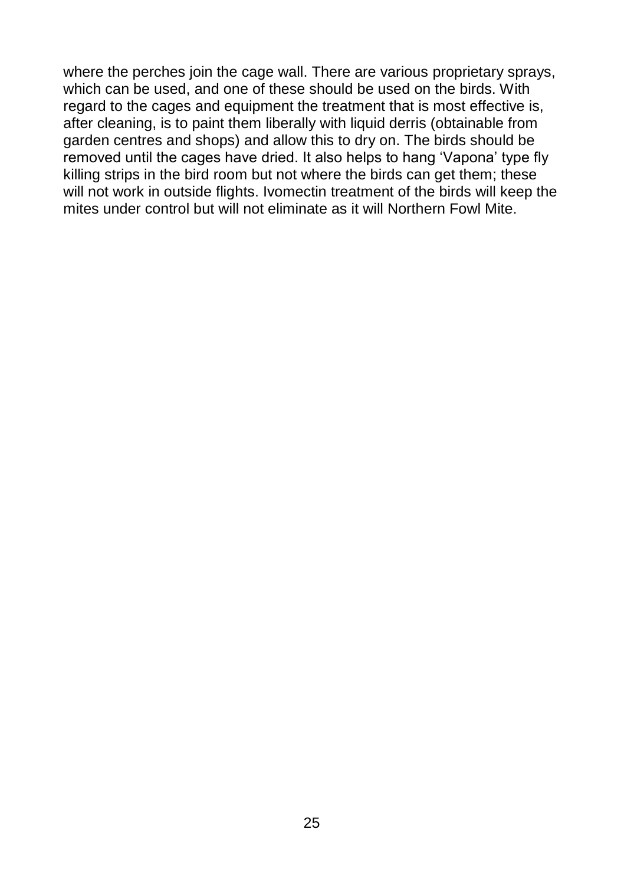where the perches join the cage wall. There are various proprietary sprays, which can be used, and one of these should be used on the birds. With regard to the cages and equipment the treatment that is most effective is, after cleaning, is to paint them liberally with liquid derris (obtainable from garden centres and shops) and allow this to dry on. The birds should be removed until the cages have dried. It also helps to hang 'Vapona' type fly killing strips in the bird room but not where the birds can get them; these will not work in outside flights. Ivomectin treatment of the birds will keep the mites under control but will not eliminate as it will Northern Fowl Mite.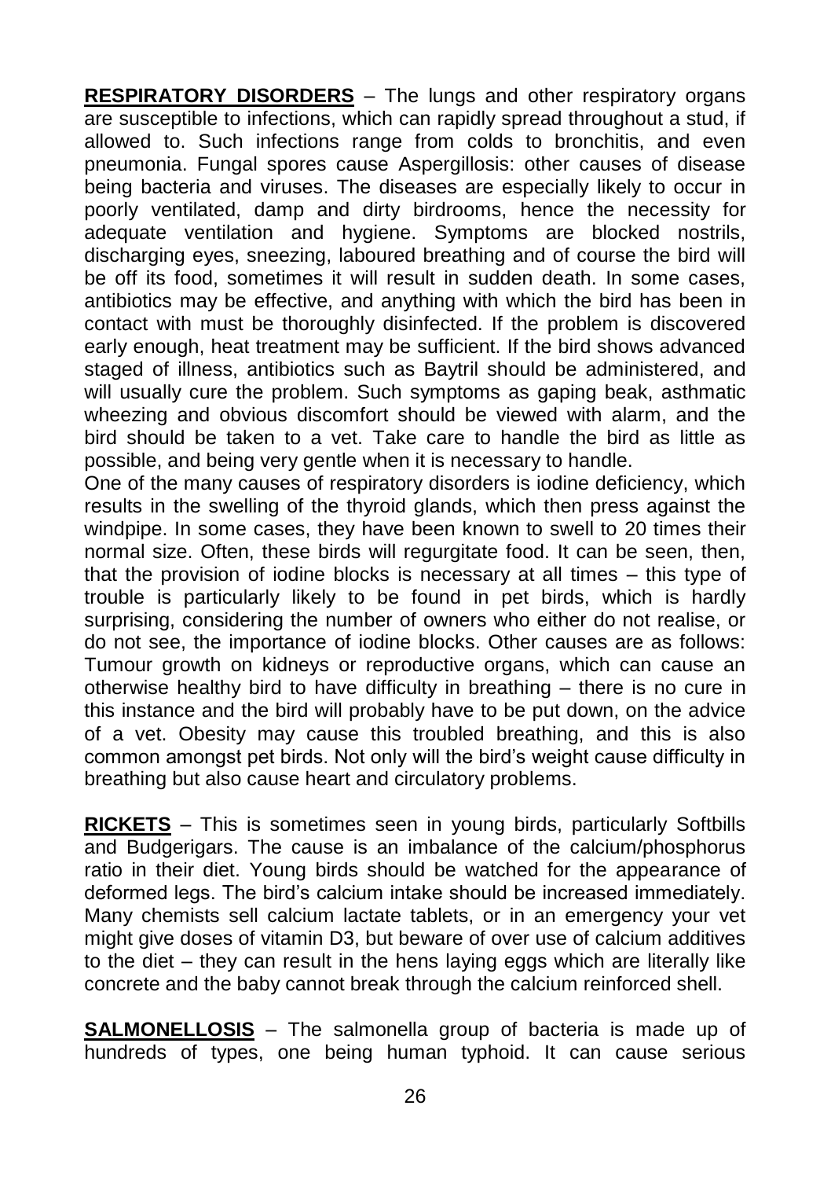**<u>RESPIRATORY DISORDERS</u>** – The lungs and other respiratory organs are susceptible to infections, which can rapidly spread throughout a stud, if allowed to. Such infections range from colds to bronchitis, and even pneumonia. Fungal spores cause Aspergillosis: other causes of disease being bacteria and viruses. The diseases are especially likely to occur in poorly ventilated, damp and dirty birdrooms, hence the necessity for adequate ventilation and hygiene. Symptoms are blocked nostrils, discharging eyes, sneezing, laboured breathing and of course the bird will be off its food, sometimes it will result in sudden death. In some cases, antibiotics may be effective, and anything with which the bird has been in contact with must be thoroughly disinfected. If the problem is discovered early enough, heat treatment may be sufficient. If the bird shows advanced staged of illness, antibiotics such as Baytril should be administered, and will usually cure the problem. Such symptoms as gaping beak, asthmatic wheezing and obvious discomfort should be viewed with alarm, and the bird should be taken to a vet. Take care to handle the bird as little as possible, and being very gentle when it is necessary to handle.

One of the many causes of respiratory disorders is iodine deficiency, which results in the swelling of the thyroid glands, which then press against the windpipe. In some cases, they have been known to swell to 20 times their normal size. Often, these birds will regurgitate food. It can be seen, then, that the provision of iodine blocks is necessary at all times – this type of trouble is particularly likely to be found in pet birds, which is hardly surprising, considering the number of owners who either do not realise, or do not see, the importance of iodine blocks. Other causes are as follows: Tumour growth on kidneys or reproductive organs, which can cause an otherwise healthy bird to have difficulty in breathing – there is no cure in this instance and the bird will probably have to be put down, on the advice of a vet. Obesity may cause this troubled breathing, and this is also common amongst pet birds. Not only will the bird's weight cause difficulty in breathing but also cause heart and circulatory problems.

**<u>RICKETS</u>** – This is sometimes seen in young birds, particularly Softbills and Budgerigars. The cause is an imbalance of the calcium/phosphorus ratio in their diet. Young birds should be watched for the appearance of deformed legs. The bird's calcium intake should be increased immediately. Many chemists sell calcium lactate tablets, or in an emergency your vet might give doses of vitamin D3, but beware of over use of calcium additives to the diet – they can result in the hens laying eggs which are literally like concrete and the baby cannot break through the calcium reinforced shell.

**<u>SALMONELLOSIS</u>** – The salmonella group of bacteria is made up of hundreds of types, one being human typhoid. It can cause serious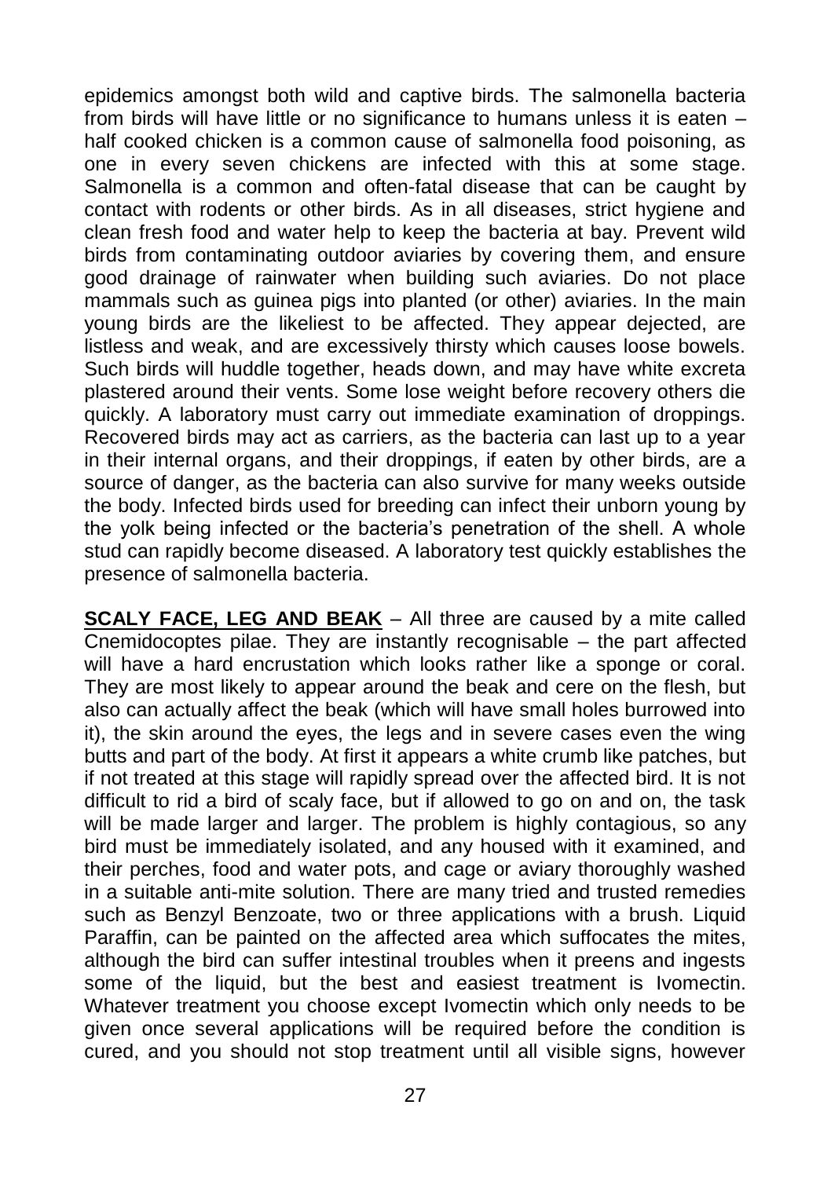epidemics amongst both wild and captive birds. The salmonella bacteria from birds will have little or no significance to humans unless it is eaten – half cooked chicken is a common cause of salmonella food poisoning, as one in every seven chickens are infected with this at some stage. Salmonella is a common and often-fatal disease that can be caught by contact with rodents or other birds. As in all diseases, strict hygiene and clean fresh food and water help to keep the bacteria at bay. Prevent wild birds from contaminating outdoor aviaries by covering them, and ensure good drainage of rainwater when building such aviaries. Do not place mammals such as guinea pigs into planted (or other) aviaries. In the main young birds are the likeliest to be affected. They appear dejected, are listless and weak, and are excessively thirsty which causes loose bowels. Such birds will huddle together, heads down, and may have white excreta plastered around their vents. Some lose weight before recovery others die quickly. A laboratory must carry out immediate examination of droppings. Recovered birds may act as carriers, as the bacteria can last up to a year in their internal organs, and their droppings, if eaten by other birds, are a source of danger, as the bacteria can also survive for many weeks outside the body. Infected birds used for breeding can infect their unborn young by the yolk being infected or the bacteria's penetration of the shell. A whole stud can rapidly become diseased. A laboratory test quickly establishes the presence of salmonella bacteria.

**SCALY FACE, LEG AND BEAK** – All three are caused by a mite called Cnemidocoptes pilae. They are instantly recognisable – the part affected will have a hard encrustation which looks rather like a sponge or coral. They are most likely to appear around the beak and cere on the flesh, but also can actually affect the beak (which will have small holes burrowed into it), the skin around the eyes, the legs and in severe cases even the wing butts and part of the body. At first it appears a white crumb like patches, but if not treated at this stage will rapidly spread over the affected bird. It is not difficult to rid a bird of scaly face, but if allowed to go on and on, the task will be made larger and larger. The problem is highly contagious, so any bird must be immediately isolated, and any housed with it examined, and their perches, food and water pots, and cage or aviary thoroughly washed in a suitable anti-mite solution. There are many tried and trusted remedies such as Benzyl Benzoate, two or three applications with a brush. Liquid Paraffin, can be painted on the affected area which suffocates the mites, although the bird can suffer intestinal troubles when it preens and ingests some of the liquid, but the best and easiest treatment is Ivomectin. Whatever treatment you choose except Ivomectin which only needs to be given once several applications will be required before the condition is cured, and you should not stop treatment until all visible signs, however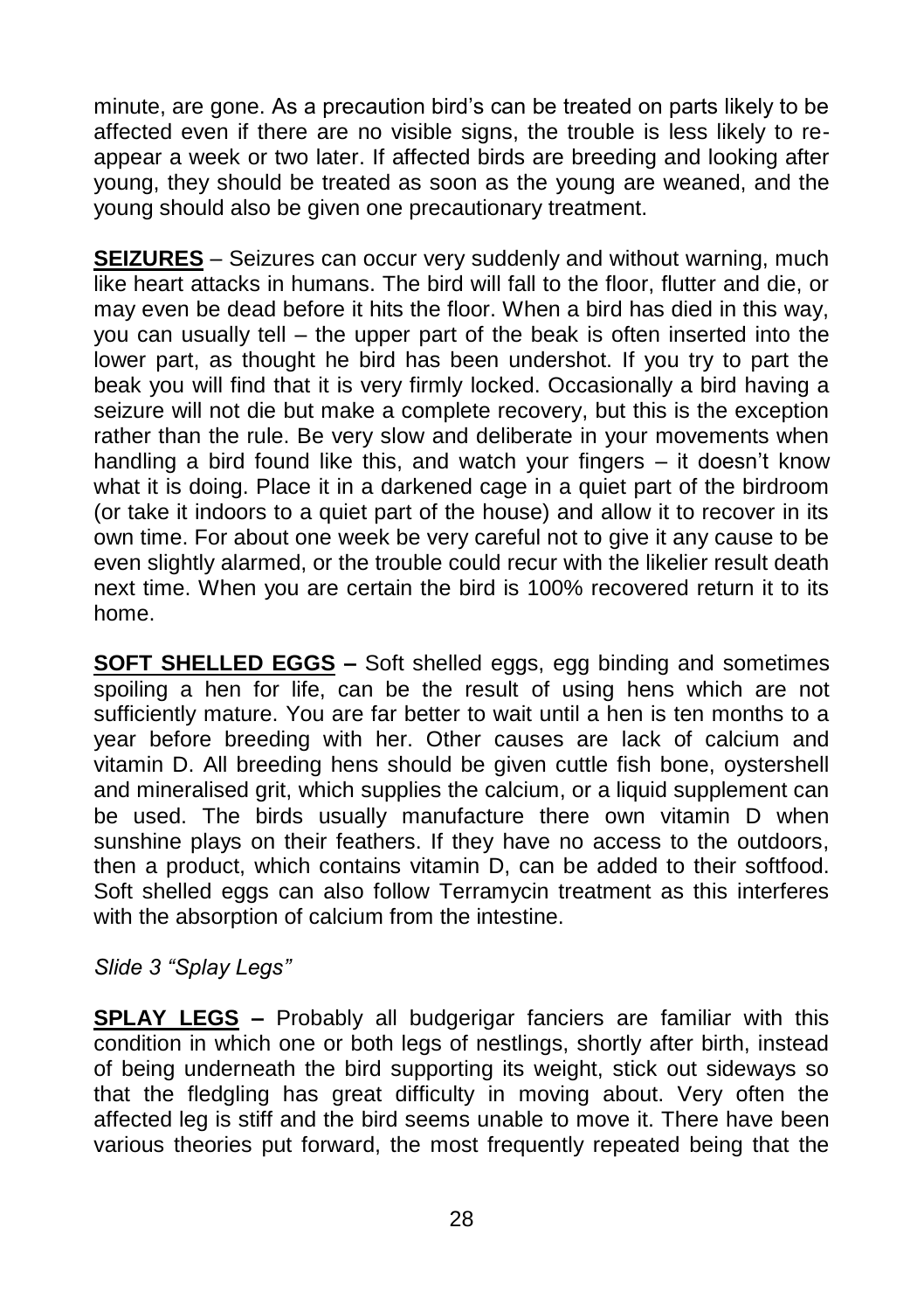minute, are gone. As a precaution bird's can be treated on parts likely to be affected even if there are no visible signs, the trouble is less likely to re-appear a week or two later. If affected birds are breeding and looking after young, they should be treated as soon as the young are weaned, and the young should also be given one precautionary treatment.

**SEIZURES** – Seizures can occur very suddenly and without warning, much like heart attacks in humans. The bird will fall to the floor, flutter and die, or may even be dead before it hits the floor. When a bird has died in this way, you can usually tell – the upper part of the beak is often inserted into the lower part, as thought he bird has been undershot. If you try to part the beak you will find that it is very firmly locked. Occasionally a bird having a seizure will not die but make a complete recovery, but this is the exception rather than the rule. Be very slow and deliberate in your movements when handling a bird found like this, and watch your fingers – it doesn't know what it is doing. Place it in a darkened cage in a quiet part of the birdroom (or take it indoors to a quiet part of the house) and allow it to recover in its own time. For about one week be very careful not to give it any cause to be even slightly alarmed, or the trouble could recur with the likelier result death next time. When you are certain the bird is 100% recovered return it to its home.

**SOFT SHELLED EGGS –** Soft shelled eggs, egg binding and sometimes spoiling a hen for life, can be the result of using hens which are not sufficiently mature. You are far better to wait until a hen is ten months to a year before breeding with her. Other causes are lack of calcium and vitamin D. All breeding hens should be given cuttle fish bone, oystershell and mineralised grit, which supplies the calcium, or a liquid supplement can be used. The birds usually manufacture there own vitamin D when sunshine plays on their feathers. If they have no access to the outdoors, then a product, which contains vitamin D, can be added to their softfood. Soft shelled eggs can also follow Terramycin treatment as this interferes with the absorption of calcium from the intestine.

*Slide 3 "Splay Legs"*

**SPLAY LEGS –** Probably all budgerigar fanciers are familiar with this condition in which one or both legs of nestlings, shortly after birth, instead of being underneath the bird supporting its weight, stick out sideways so that the fledgling has great difficulty in moving about. Very often the affected leg is stiff and the bird seems unable to move it. There have been various theories put forward, the most frequently repeated being that the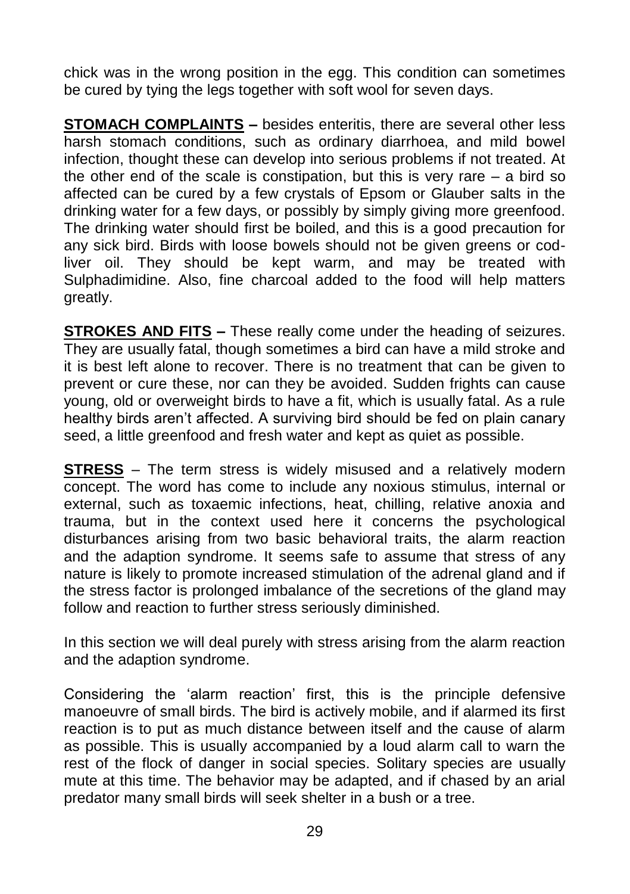chick was in the wrong position in the egg. This condition can sometimes be cured by tying the legs together with soft wool for seven days.

**STOMACH COMPLAINTS –** besides enteritis, there are several other less harsh stomach conditions, such as ordinary diarrhoea, and mild bowel infection, thought these can develop into serious problems if not treated. At the other end of the scale is constipation, but this is very rare – a bird so affected can be cured by a few crystals of Epsom or Glauber salts in the drinking water for a few days, or possibly by simply giving more greenfood. The drinking water should first be boiled, and this is a good precaution for any sick bird. Birds with loose bowels should not be given greens or cod-liver oil. They should be kept warm, and may be treated with Sulphadimidine. Also, fine charcoal added to the food will help matters greatly.

**STROKES AND FITS –** These really come under the heading of seizures. They are usually fatal, though sometimes a bird can have a mild stroke and it is best left alone to recover. There is no treatment that can be given to prevent or cure these, nor can they be avoided. Sudden frights can cause young, old or overweight birds to have a fit, which is usually fatal. As a rule healthy birds aren't affected. A surviving bird should be fed on plain canary seed, a little greenfood and fresh water and kept as quiet as possible.

**STRESS** – The term stress is widely misused and a relatively modern concept. The word has come to include any noxious stimulus, internal or external, such as toxaemic infections, heat, chilling, relative anoxia and trauma, but in the context used here it concerns the psychological disturbances arising from two basic behavioral traits, the alarm reaction and the adaption syndrome. It seems safe to assume that stress of any nature is likely to promote increased stimulation of the adrenal gland and if the stress factor is prolonged imbalance of the secretions of the gland may follow and reaction to further stress seriously diminished.

In this section we will deal purely with stress arising from the alarm reaction and the adaption syndrome.

Considering the 'alarm reaction' first, this is the principle defensive manoeuvre of small birds. The bird is actively mobile, and if alarmed its first reaction is to put as much distance between itself and the cause of alarm as possible. This is usually accompanied by a loud alarm call to warn the rest of the flock of danger in social species. Solitary species are usually mute at this time. The behavior may be adapted, and if chased by an arial predator many small birds will seek shelter in a bush or a tree.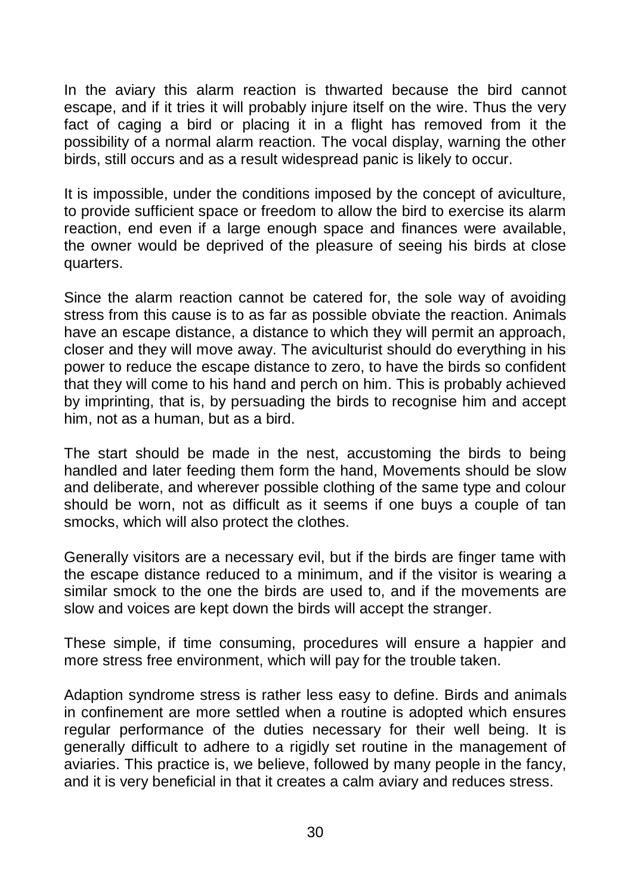In the aviary this alarm reaction is thwarted because the bird cannot escape, and if it tries it will probably injure itself on the wire. Thus the very fact of caging a bird or placing it in a flight has removed from it the possibility of a normal alarm reaction. The vocal display, warning the other birds, still occurs and as a result widespread panic is likely to occur.

It is impossible, under the conditions imposed by the concept of aviculture, to provide sufficient space or freedom to allow the bird to exercise its alarm reaction, end even if a large enough space and finances were available, the owner would be deprived of the pleasure of seeing his birds at close quarters.

Since the alarm reaction cannot be catered for, the sole way of avoiding stress from this cause is to as far as possible obviate the reaction. Animals have an escape distance, a distance to which they will permit an approach, closer and they will move away. The aviculturist should do everything in his power to reduce the escape distance to zero, to have the birds so confident that they will come to his hand and perch on him. This is probably achieved by imprinting, that is, by persuading the birds to recognise him and accept him, not as a human, but as a bird.

The start should be made in the nest, accustoming the birds to being handled and later feeding them form the hand, Movements should be slow and deliberate, and wherever possible clothing of the same type and colour should be worn, not as difficult as it seems if one buys a couple of tan smocks, which will also protect the clothes.

Generally visitors are a necessary evil, but if the birds are finger tame with the escape distance reduced to a minimum, and if the visitor is wearing a similar smock to the one the birds are used to, and if the movements are slow and voices are kept down the birds will accept the stranger.

These simple, if time consuming, procedures will ensure a happier and more stress free environment, which will pay for the trouble taken.

Adaption syndrome stress is rather less easy to define. Birds and animals in confinement are more settled when a routine is adopted which ensures regular performance of the duties necessary for their well being. It is generally difficult to adhere to a rigidly set routine in the management of aviaries. This practice is, we believe, followed by many people in the fancy, and it is very beneficial in that it creates a calm aviary and reduces stress.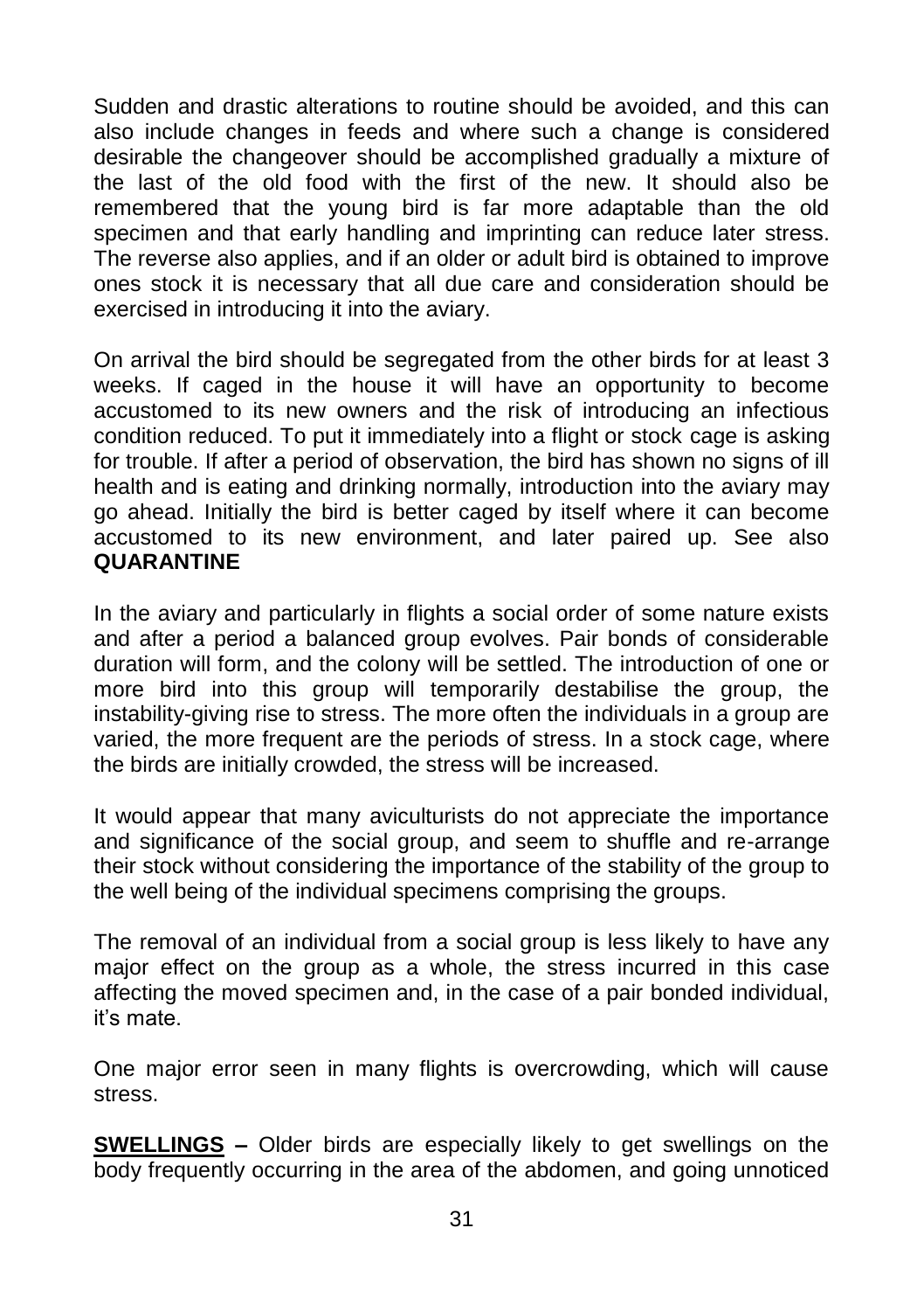Sudden and drastic alterations to routine should be avoided, and this can also include changes in feeds and where such a change is considered desirable the changeover should be accomplished gradually a mixture of the last of the old food with the first of the new. It should also be remembered that the young bird is far more adaptable than the old specimen and that early handling and imprinting can reduce later stress. The reverse also applies, and if an older or adult bird is obtained to improve ones stock it is necessary that all due care and consideration should be exercised in introducing it into the aviary.

On arrival the bird should be segregated from the other birds for at least 3 weeks. If caged in the house it will have an opportunity to become accustomed to its new owners and the risk of introducing an infectious condition reduced. To put it immediately into a flight or stock cage is asking for trouble. If after a period of observation, the bird has shown no signs of ill health and is eating and drinking normally, introduction into the aviary may go ahead. Initially the bird is better caged by itself where it can become accustomed to its new environment, and later paired up. See also **QUARANTINE**

In the aviary and particularly in flights a social order of some nature exists and after a period a balanced group evolves. Pair bonds of considerable duration will form, and the colony will be settled. The introduction of one or more bird into this group will temporarily destabilise the group, the instability-giving rise to stress. The more often the individuals in a group are varied, the more frequent are the periods of stress. In a stock cage, where the birds are initially crowded, the stress will be increased.

It would appear that many aviculturists do not appreciate the importance and significance of the social group, and seem to shuffle and re-arrange their stock without considering the importance of the stability of the group to the well being of the individual specimens comprising the groups.

The removal of an individual from a social group is less likely to have any major effect on the group as a whole, the stress incurred in this case affecting the moved specimen and, in the case of a pair bonded individual, it's mate.

One major error seen in many flights is overcrowding, which will cause stress.

**SWELLINGS –** Older birds are especially likely to get swellings on the body frequently occurring in the area of the abdomen, and going unnoticed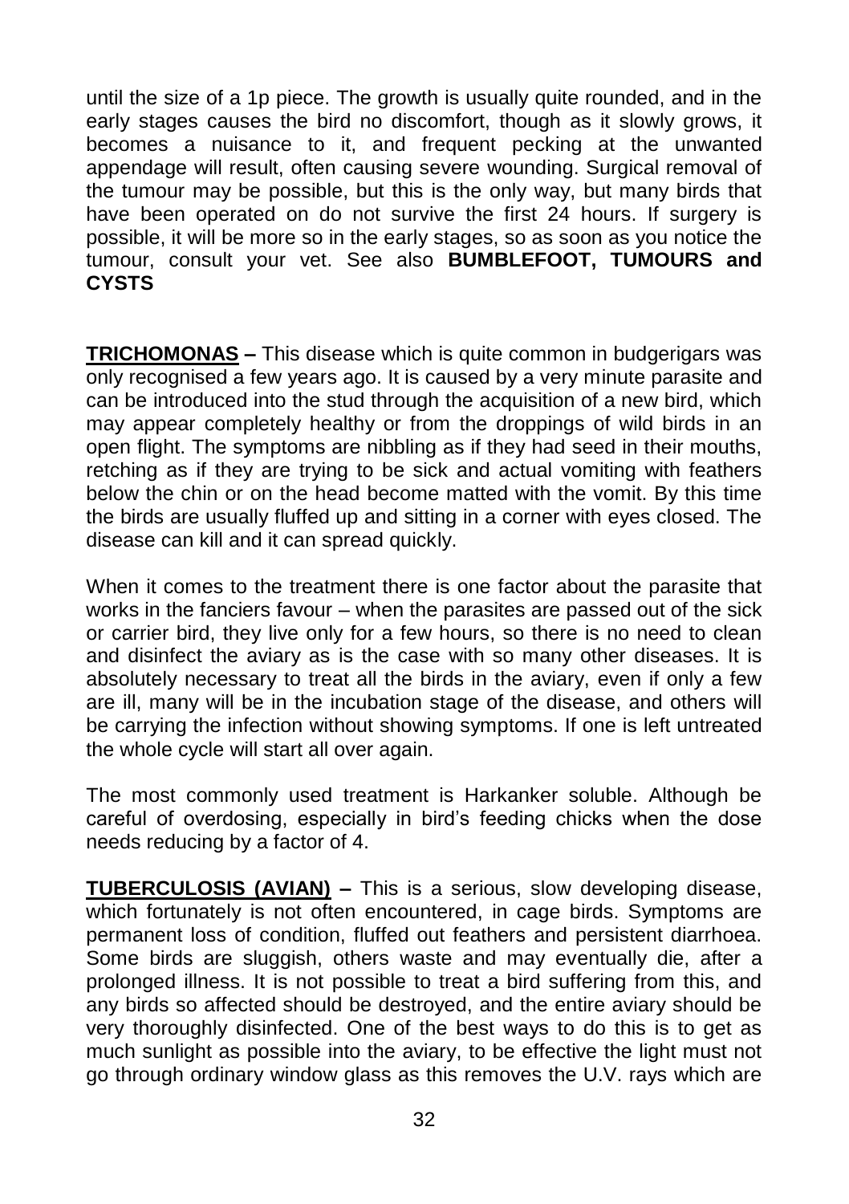until the size of a 1p piece. The growth is usually quite rounded, and in the early stages causes the bird no discomfort, though as it slowly grows, it becomes a nuisance to it, and frequent pecking at the unwanted appendage will result, often causing severe wounding. Surgical removal of the tumour may be possible, but this is the only way, but many birds that have been operated on do not survive the first 24 hours. If surgery is possible, it will be more so in the early stages, so as soon as you notice the tumour, consult your vet. See also **BUMBLEFOOT, TUMOURS and CYSTS**

**TRICHOMONAS –** This disease which is quite common in budgerigars was only recognised a few years ago. It is caused by a very minute parasite and can be introduced into the stud through the acquisition of a new bird, which may appear completely healthy or from the droppings of wild birds in an open flight. The symptoms are nibbling as if they had seed in their mouths, retching as if they are trying to be sick and actual vomiting with feathers below the chin or on the head become matted with the vomit. By this time the birds are usually fluffed up and sitting in a corner with eyes closed. The disease can kill and it can spread quickly.

When it comes to the treatment there is one factor about the parasite that works in the fanciers favour – when the parasites are passed out of the sick or carrier bird, they live only for a few hours, so there is no need to clean and disinfect the aviary as is the case with so many other diseases. It is absolutely necessary to treat all the birds in the aviary, even if only a few are ill, many will be in the incubation stage of the disease, and others will be carrying the infection without showing symptoms. If one is left untreated the whole cycle will start all over again.

The most commonly used treatment is Harkanker soluble. Although be careful of overdosing, especially in bird's feeding chicks when the dose needs reducing by a factor of 4.

**TUBERCULOSIS (AVIAN) –** This is a serious, slow developing disease, which fortunately is not often encountered, in cage birds. Symptoms are permanent loss of condition, fluffed out feathers and persistent diarrhoea. Some birds are sluggish, others waste and may eventually die, after a prolonged illness. It is not possible to treat a bird suffering from this, and any birds so affected should be destroyed, and the entire aviary should be very thoroughly disinfected. One of the best ways to do this is to get as much sunlight as possible into the aviary, to be effective the light must not go through ordinary window glass as this removes the U.V. rays which are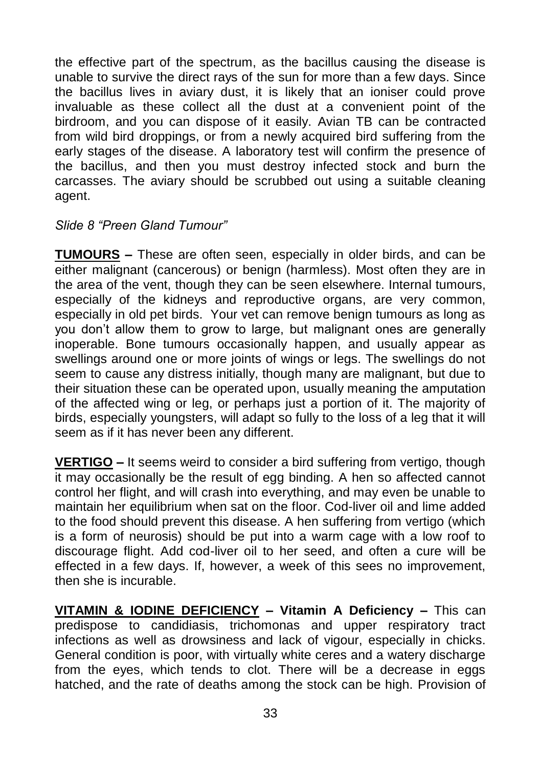the effective part of the spectrum, as the bacillus causing the disease is unable to survive the direct rays of the sun for more than a few days. Since the bacillus lives in aviary dust, it is likely that an ioniser could prove invaluable as these collect all the dust at a convenient point of the birdroom, and you can dispose of it easily. Avian TB can be contracted from wild bird droppings, or from a newly acquired bird suffering from the early stages of the disease. A laboratory test will confirm the presence of the bacillus, and then you must destroy infected stock and burn the carcasses. The aviary should be scrubbed out using a suitable cleaning agent.

*Slide 8 "Preen Gland Tumour"*

**TUMOURS –** These are often seen, especially in older birds, and can be either malignant (cancerous) or benign (harmless). Most often they are in the area of the vent, though they can be seen elsewhere. Internal tumours, especially of the kidneys and reproductive organs, are very common, especially in old pet birds. Your vet can remove benign tumours as long as you don't allow them to grow to large, but malignant ones are generally inoperable. Bone tumours occasionally happen, and usually appear as swellings around one or more joints of wings or legs. The swellings do not seem to cause any distress initially, though many are malignant, but due to their situation these can be operated upon, usually meaning the amputation of the affected wing or leg, or perhaps just a portion of it. The majority of birds, especially youngsters, will adapt so fully to the loss of a leg that it will seem as if it has never been any different.

**VERTIGO –** It seems weird to consider a bird suffering from vertigo, though it may occasionally be the result of egg binding. A hen so affected cannot control her flight, and will crash into everything, and may even be unable to maintain her equilibrium when sat on the floor. Cod-liver oil and lime added to the food should prevent this disease. A hen suffering from vertigo (which is a form of neurosis) should be put into a warm cage with a low roof to discourage flight. Add cod-liver oil to her seed, and often a cure will be effected in a few days. If, however, a week of this sees no improvement, then she is incurable.

**VITAMIN & IODINE DEFICIENCY – Vitamin A Deficiency –** This can predispose to candidiasis, trichomonas and upper respiratory tract infections as well as drowsiness and lack of vigour, especially in chicks. General condition is poor, with virtually white ceres and a watery discharge from the eyes, which tends to clot. There will be a decrease in eggs hatched, and the rate of deaths among the stock can be high. Provision of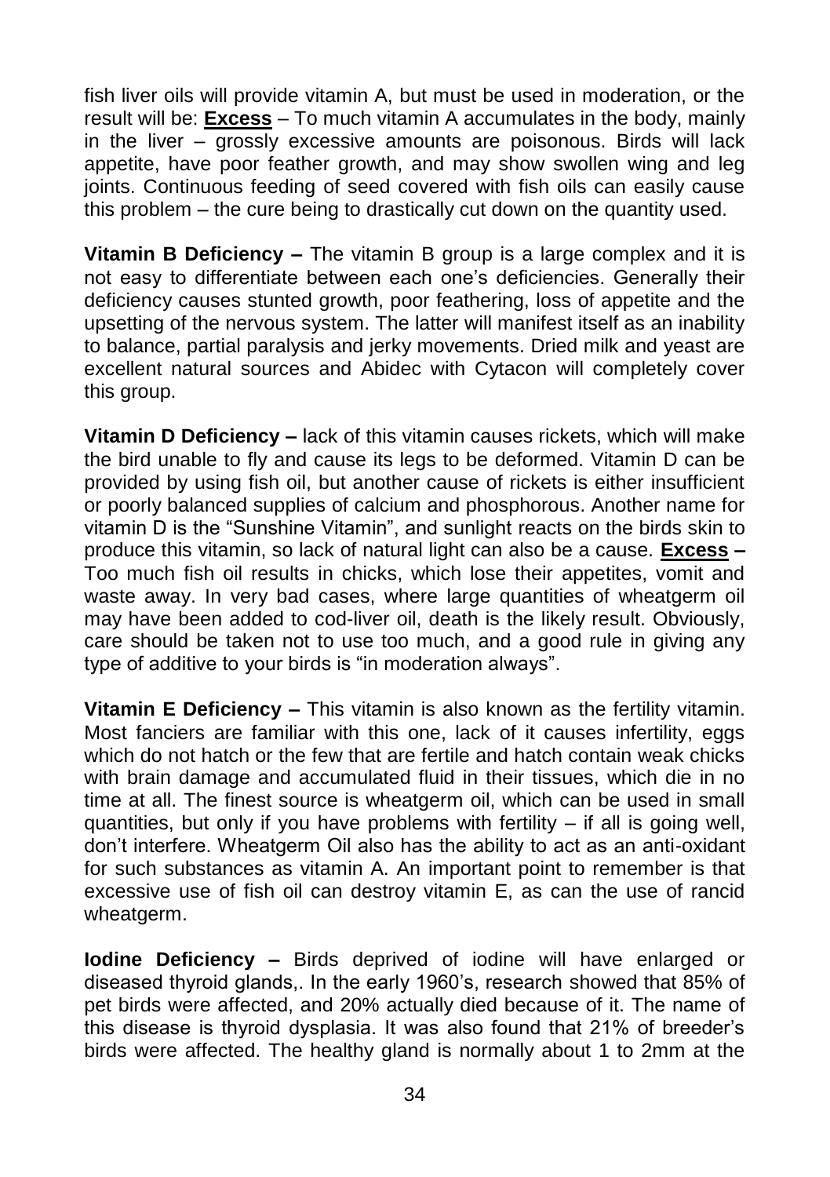fish liver oils will provide vitamin A, but must be used in moderation, or the result will be: **<u>Excess</u>** – To much vitamin A accumulates in the body, mainly in the liver – grossly excessive amounts are poisonous. Birds will lack appetite, have poor feather growth, and may show swollen wing and leg joints. Continuous feeding of seed covered with fish oils can easily cause this problem – the cure being to drastically cut down on the quantity used.

**Vitamin B Deficiency –** The vitamin B group is a large complex and it is not easy to differentiate between each one's deficiencies. Generally their deficiency causes stunted growth, poor feathering, loss of appetite and the upsetting of the nervous system. The latter will manifest itself as an inability to balance, partial paralysis and jerky movements. Dried milk and yeast are excellent natural sources and Abidec with Cytacon will completely cover this group.

**Vitamin D Deficiency –** lack of this vitamin causes rickets, which will make the bird unable to fly and cause its legs to be deformed. Vitamin D can be provided by using fish oil, but another cause of rickets is either insufficient or poorly balanced supplies of calcium and phosphorous. Another name for vitamin D is the "Sunshine Vitamin", and sunlight reacts on the birds skin to produce this vitamin, so lack of natural light can also be a cause. **<u>Excess</u> –** Too much fish oil results in chicks, which lose their appetites, vomit and waste away. In very bad cases, where large quantities of wheatgerm oil may have been added to cod-liver oil, death is the likely result. Obviously, care should be taken not to use too much, and a good rule in giving any type of additive to your birds is "in moderation always".

**Vitamin E Deficiency –** This vitamin is also known as the fertility vitamin. Most fanciers are familiar with this one, lack of it causes infertility, eggs which do not hatch or the few that are fertile and hatch contain weak chicks with brain damage and accumulated fluid in their tissues, which die in no time at all. The finest source is wheatgerm oil, which can be used in small quantities, but only if you have problems with fertility – if all is going well, don't interfere. Wheatgerm Oil also has the ability to act as an anti-oxidant for such substances as vitamin A. An important point to remember is that excessive use of fish oil can destroy vitamin E, as can the use of rancid wheatgerm.

**Iodine Deficiency –** Birds deprived of iodine will have enlarged or diseased thyroid glands,. In the early 1960's, research showed that 85% of pet birds were affected, and 20% actually died because of it. The name of this disease is thyroid dysplasia. It was also found that 21% of breeder's birds were affected. The healthy gland is normally about 1 to 2mm at the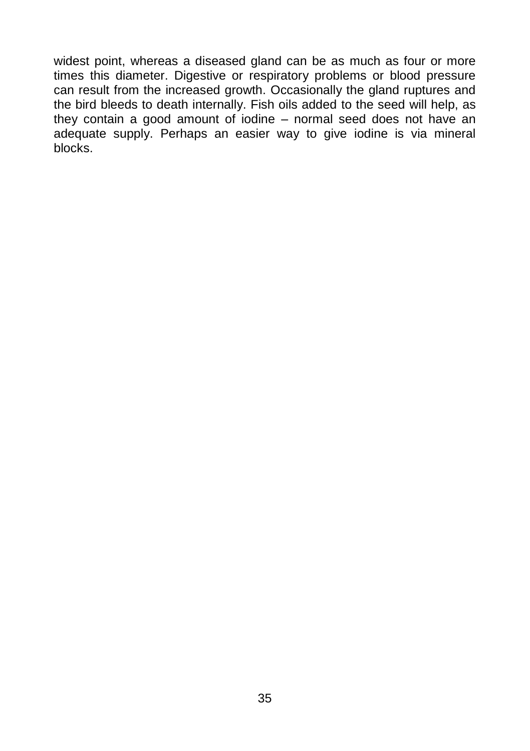widest point, whereas a diseased gland can be as much as four or more times this diameter. Digestive or respiratory problems or blood pressure can result from the increased growth. Occasionally the gland ruptures and the bird bleeds to death internally. Fish oils added to the seed will help, as they contain a good amount of iodine – normal seed does not have an adequate supply. Perhaps an easier way to give iodine is via mineral blocks.